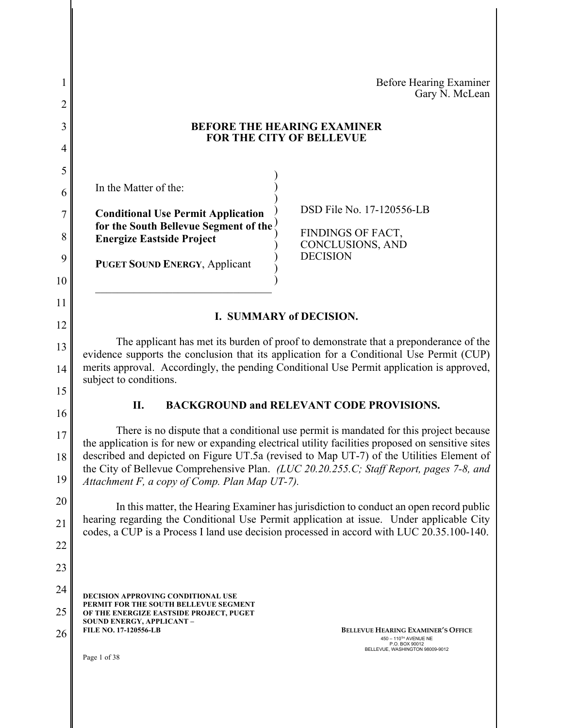Before Hearing Examiner
Gary N. McLean

**BEFORE THE HEARING EXAMINER**
**FOR THE CITY OF BELLEVUE**

| | |
|---|---|
| In the Matter of the:<br><br>**Conditional Use Permit Application for the South Bellevue Segment of the Energize Eastside Project**<br><br>**PUGET SOUND ENERGY**, Applicant | DSD File No. 17-120556-LB<br><br>FINDINGS OF FACT, CONCLUSIONS, AND DECISION |

## I. SUMMARY of DECISION.

The applicant has met its burden of proof to demonstrate that a preponderance of the evidence supports the conclusion that its application for a Conditional Use Permit (CUP) merits approval. Accordingly, the pending Conditional Use Permit application is approved, subject to conditions.

## II. BACKGROUND and RELEVANT CODE PROVISIONS.

There is no dispute that a conditional use permit is mandated for this project because the application is for new or expanding electrical utility facilities proposed on sensitive sites described and depicted on Figure UT.5a (revised to Map UT-7) of the Utilities Element of the City of Bellevue Comprehensive Plan. *(LUC 20.20.255.C; Staff Report, pages 7-8, and Attachment F, a copy of Comp. Plan Map UT-7).*

In this matter, the Hearing Examiner has jurisdiction to conduct an open record public hearing regarding the Conditional Use Permit application at issue. Under applicable City codes, a CUP is a Process I land use decision processed in accord with LUC 20.35.100-140.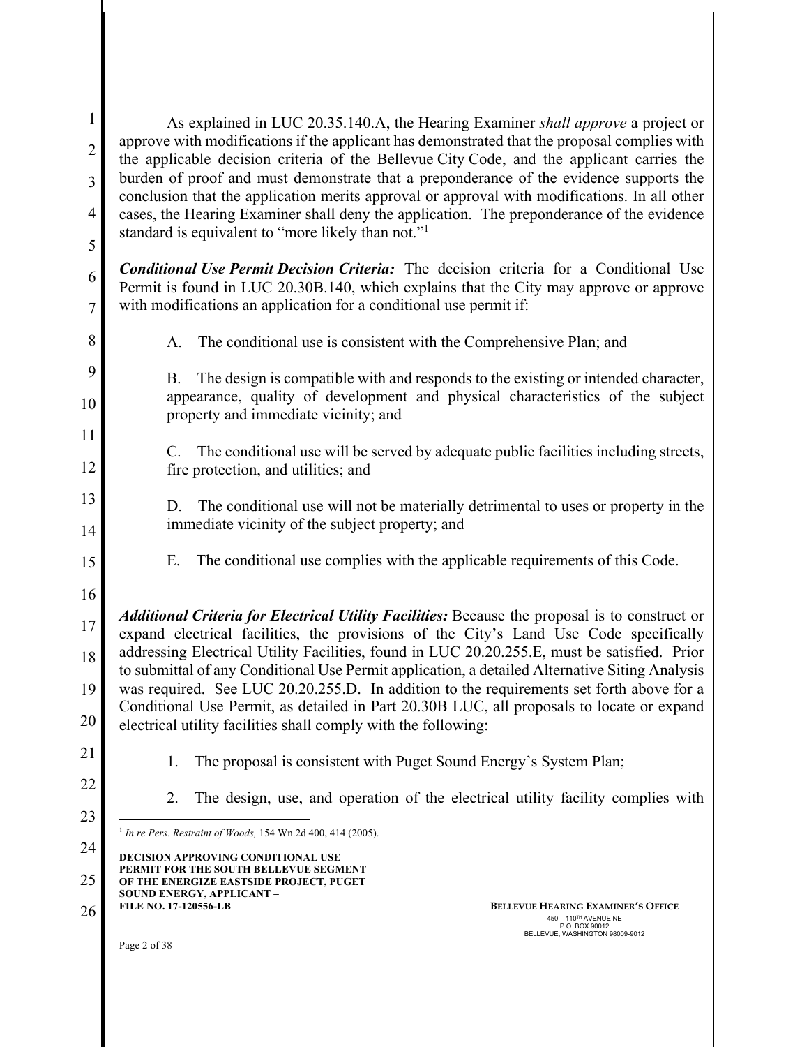As explained in LUC 20.35.140.A, the Hearing Examiner *shall approve* a project or approve with modifications if the applicant has demonstrated that the proposal complies with the applicable decision criteria of the Bellevue City Code, and the applicant carries the burden of proof and must demonstrate that a preponderance of the evidence supports the conclusion that the application merits approval or approval with modifications. In all other cases, the Hearing Examiner shall deny the application. The preponderance of the evidence standard is equivalent to "more likely than not."[1]

***Conditional Use Permit Decision Criteria:*** The decision criteria for a Conditional Use Permit is found in LUC 20.30B.140, which explains that the City may approve or approve with modifications an application for a conditional use permit if:

> A. The conditional use is consistent with the Comprehensive Plan; and
>
> B. The design is compatible with and responds to the existing or intended character, appearance, quality of development and physical characteristics of the subject property and immediate vicinity; and
>
> C. The conditional use will be served by adequate public facilities including streets, fire protection, and utilities; and
>
> D. The conditional use will not be materially detrimental to uses or property in the immediate vicinity of the subject property; and
>
> E. The conditional use complies with the applicable requirements of this Code.

***Additional Criteria for Electrical Utility Facilities:*** Because the proposal is to construct or expand electrical facilities, the provisions of the City's Land Use Code specifically addressing Electrical Utility Facilities, found in LUC 20.20.255.E, must be satisfied. Prior to submittal of any Conditional Use Permit application, a detailed Alternative Siting Analysis was required. See LUC 20.20.255.D. In addition to the requirements set forth above for a Conditional Use Permit, as detailed in Part 20.30B LUC, all proposals to locate or expand electrical utility facilities shall comply with the following:

> 1. The proposal is consistent with Puget Sound Energy's System Plan;
>
> 2. The design, use, and operation of the electrical utility facility complies with

---

[1] *In re Pers. Restraint of Woods,* 154 Wn.2d 400, 414 (2005).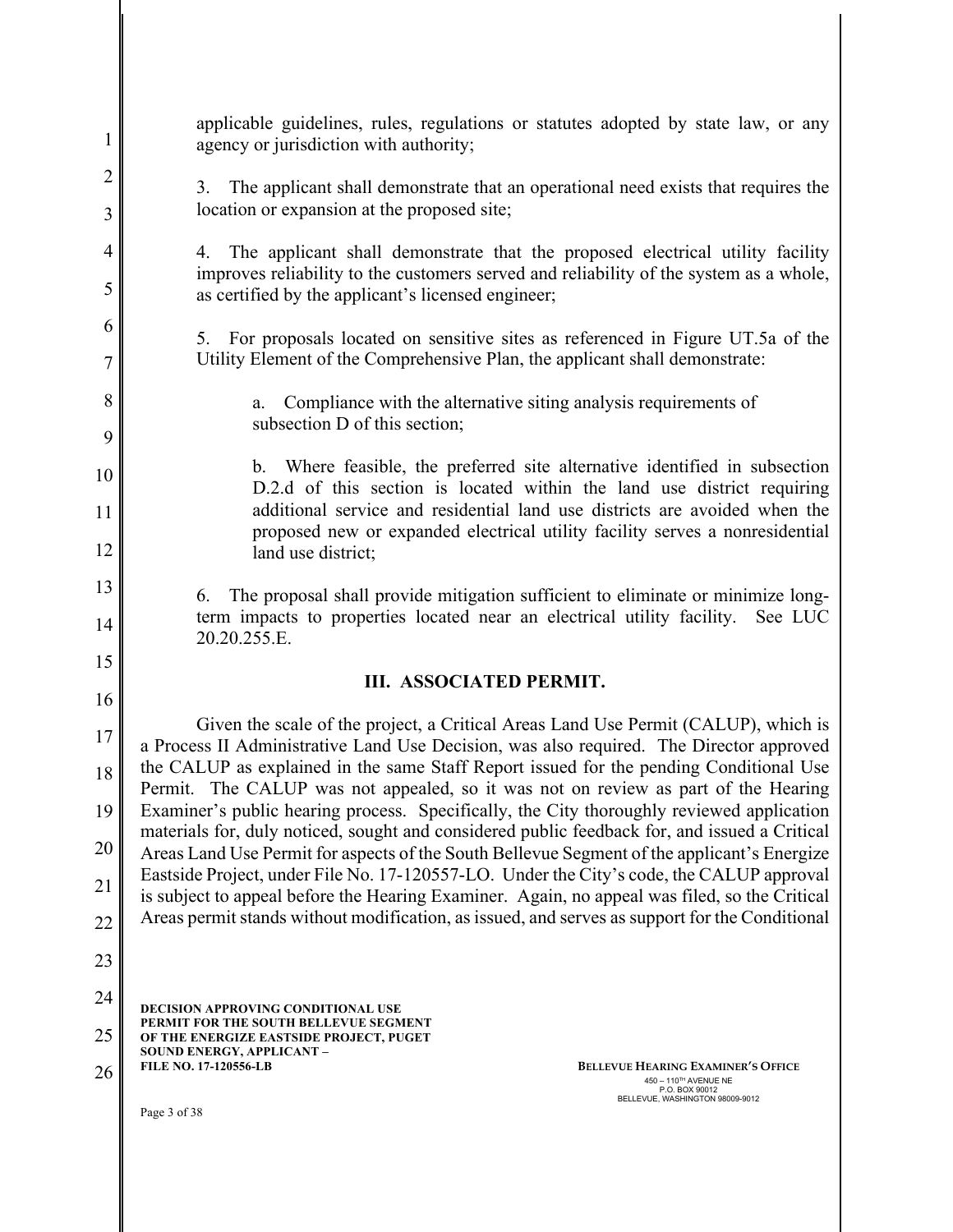applicable guidelines, rules, regulations or statutes adopted by state law, or any agency or jurisdiction with authority;

3. The applicant shall demonstrate that an operational need exists that requires the location or expansion at the proposed site;

4. The applicant shall demonstrate that the proposed electrical utility facility improves reliability to the customers served and reliability of the system as a whole, as certified by the applicant's licensed engineer;

5. For proposals located on sensitive sites as referenced in Figure UT.5a of the Utility Element of the Comprehensive Plan, the applicant shall demonstrate:

> a. Compliance with the alternative siting analysis requirements of subsection D of this section;
>
> b. Where feasible, the preferred site alternative identified in subsection D.2.d of this section is located within the land use district requiring additional service and residential land use districts are avoided when the proposed new or expanded electrical utility facility serves a nonresidential land use district;

6. The proposal shall provide mitigation sufficient to eliminate or minimize long-term impacts to properties located near an electrical utility facility. See LUC 20.20.255.E.

## III. ASSOCIATED PERMIT.

Given the scale of the project, a Critical Areas Land Use Permit (CALUP), which is a Process II Administrative Land Use Decision, was also required. The Director approved the CALUP as explained in the same Staff Report issued for the pending Conditional Use Permit. The CALUP was not appealed, so it was not on review as part of the Hearing Examiner's public hearing process. Specifically, the City thoroughly reviewed application materials for, duly noticed, sought and considered public feedback for, and issued a Critical Areas Land Use Permit for aspects of the South Bellevue Segment of the applicant's Energize Eastside Project, under File No. 17-120557-LO. Under the City's code, the CALUP approval is subject to appeal before the Hearing Examiner. Again, no appeal was filed, so the Critical Areas permit stands without modification, as issued, and serves as support for the Conditional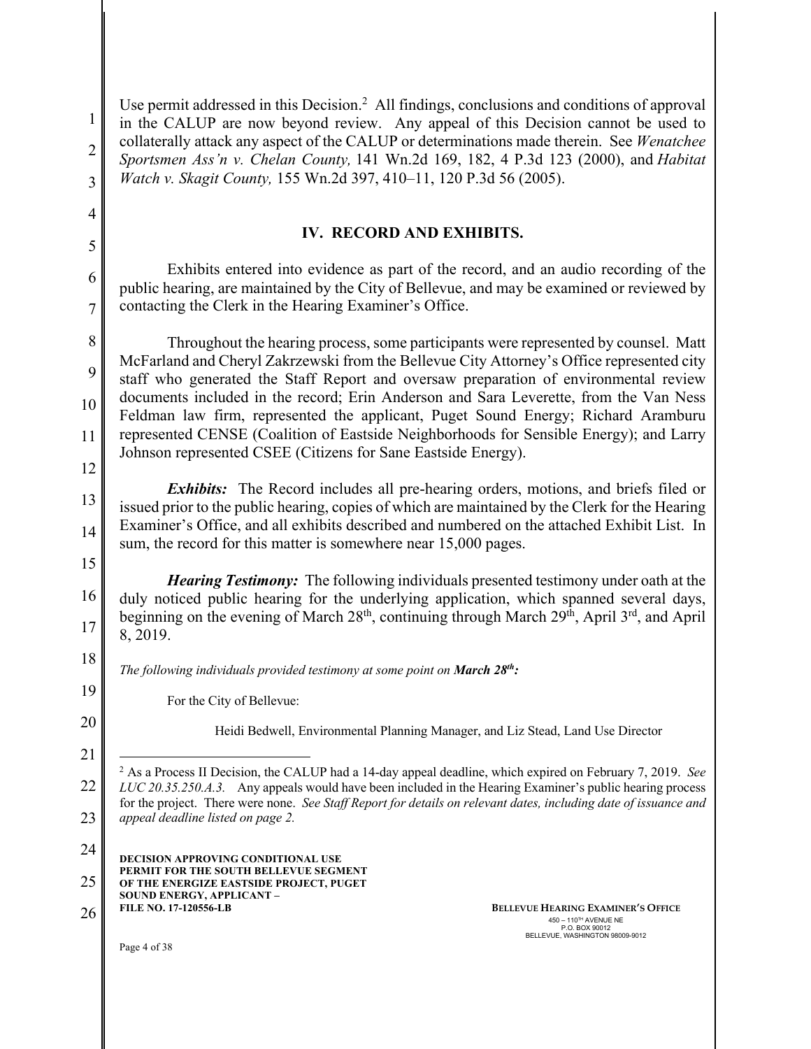Use permit addressed in this Decision.[2] All findings, conclusions and conditions of approval in the CALUP are now beyond review. Any appeal of this Decision cannot be used to collaterally attack any aspect of the CALUP or determinations made therein. See *Wenatchee Sportsmen Ass'n v. Chelan County,* 141 Wn.2d 169, 182, 4 P.3d 123 (2000), and *Habitat Watch v. Skagit County,* 155 Wn.2d 397, 410–11, 120 P.3d 56 (2005).

## IV. RECORD AND EXHIBITS.

Exhibits entered into evidence as part of the record, and an audio recording of the public hearing, are maintained by the City of Bellevue, and may be examined or reviewed by contacting the Clerk in the Hearing Examiner's Office.

Throughout the hearing process, some participants were represented by counsel. Matt McFarland and Cheryl Zakrzewski from the Bellevue City Attorney's Office represented city staff who generated the Staff Report and oversaw preparation of environmental review documents included in the record; Erin Anderson and Sara Leverette, from the Van Ness Feldman law firm, represented the applicant, Puget Sound Energy; Richard Aramburu represented CENSE (Coalition of Eastside Neighborhoods for Sensible Energy); and Larry Johnson represented CSEE (Citizens for Sane Eastside Energy).

***Exhibits:*** The Record includes all pre-hearing orders, motions, and briefs filed or issued prior to the public hearing, copies of which are maintained by the Clerk for the Hearing Examiner's Office, and all exhibits described and numbered on the attached Exhibit List. In sum, the record for this matter is somewhere near 15,000 pages.

***Hearing Testimony:*** The following individuals presented testimony under oath at the duly noticed public hearing for the underlying application, which spanned several days, beginning on the evening of March 28th, continuing through March 29th, April 3rd, and April 8, 2019.

*The following individuals provided testimony at some point on **March 28th**:*

For the City of Bellevue:

Heidi Bedwell, Environmental Planning Manager, and Liz Stead, Land Use Director

---

[2] As a Process II Decision, the CALUP had a 14-day appeal deadline, which expired on February 7, 2019. *See LUC 20.35.250.A.3.* Any appeals would have been included in the Hearing Examiner's public hearing process for the project. There were none. *See Staff Report for details on relevant dates, including date of issuance and appeal deadline listed on page 2.*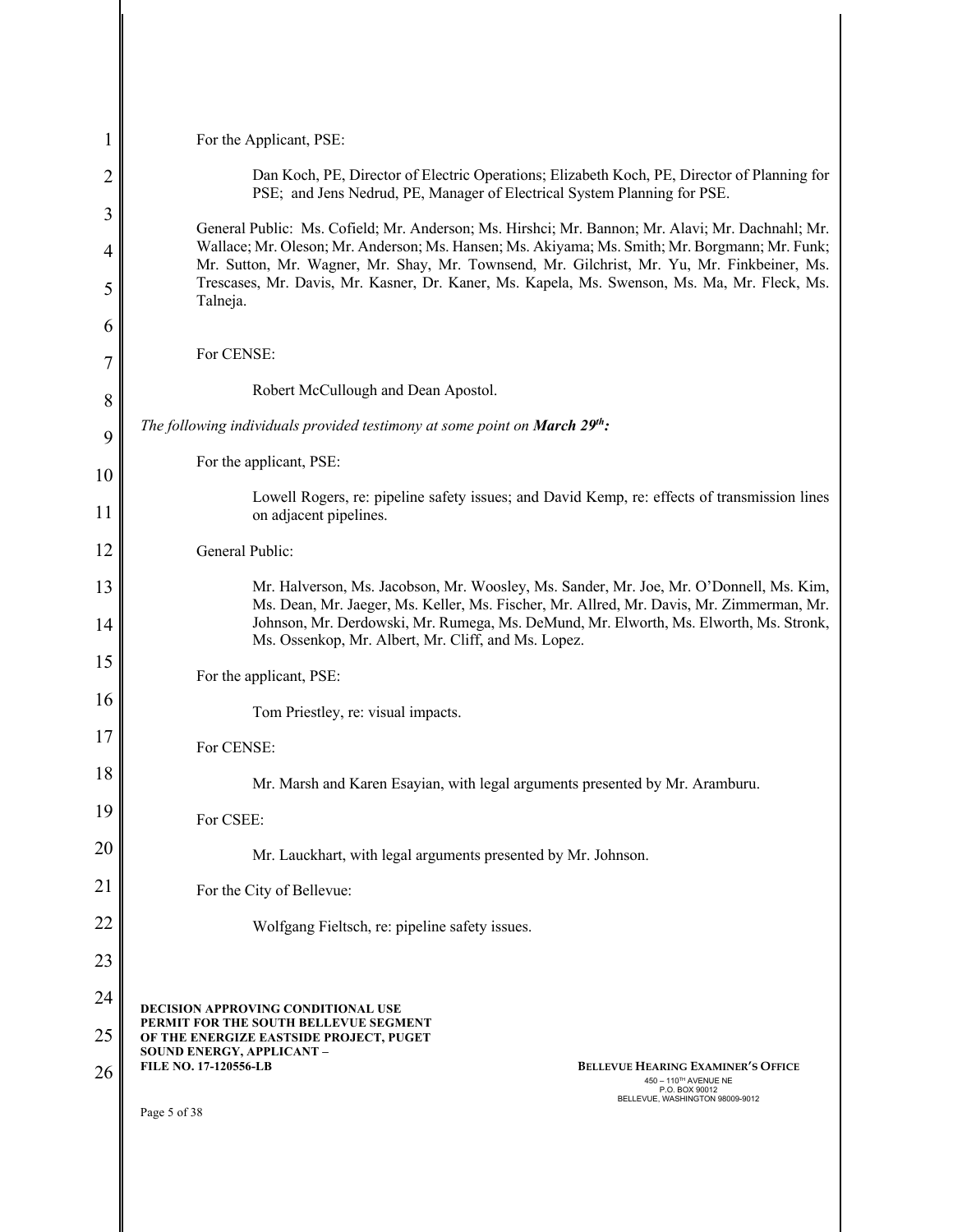For the Applicant, PSE:

Dan Koch, PE, Director of Electric Operations; Elizabeth Koch, PE, Director of Planning for PSE; and Jens Nedrud, PE, Manager of Electrical System Planning for PSE.

General Public: Ms. Cofield; Mr. Anderson; Ms. Hirshci; Mr. Bannon; Mr. Alavi; Mr. Dachnahl; Mr. Wallace; Mr. Oleson; Mr. Anderson; Ms. Hansen; Ms. Akiyama; Ms. Smith; Mr. Borgmann; Mr. Funk; Mr. Sutton, Mr. Wagner, Mr. Shay, Mr. Townsend, Mr. Gilchrist, Mr. Yu, Mr. Finkbeiner, Ms. Trescases, Mr. Davis, Mr. Kasner, Dr. Kaner, Ms. Kapela, Ms. Swenson, Ms. Ma, Mr. Fleck, Ms. Talneja.

For CENSE:

Robert McCullough and Dean Apostol.

*The following individuals provided testimony at some point on **March 29th**:*

For the applicant, PSE:

Lowell Rogers, re: pipeline safety issues; and David Kemp, re: effects of transmission lines on adjacent pipelines.

General Public:

Mr. Halverson, Ms. Jacobson, Mr. Woosley, Ms. Sander, Mr. Joe, Mr. O'Donnell, Ms. Kim, Ms. Dean, Mr. Jaeger, Ms. Keller, Ms. Fischer, Mr. Allred, Mr. Davis, Mr. Zimmerman, Mr. Johnson, Mr. Derdowski, Mr. Rumega, Ms. DeMund, Mr. Elworth, Ms. Elworth, Ms. Stronk, Ms. Ossenkop, Mr. Albert, Mr. Cliff, and Ms. Lopez.

For the applicant, PSE:

Tom Priestley, re: visual impacts.

For CENSE:

Mr. Marsh and Karen Esayian, with legal arguments presented by Mr. Aramburu.

For CSEE:

Mr. Lauckhart, with legal arguments presented by Mr. Johnson.

For the City of Bellevue:

Wolfgang Fieltsch, re: pipeline safety issues.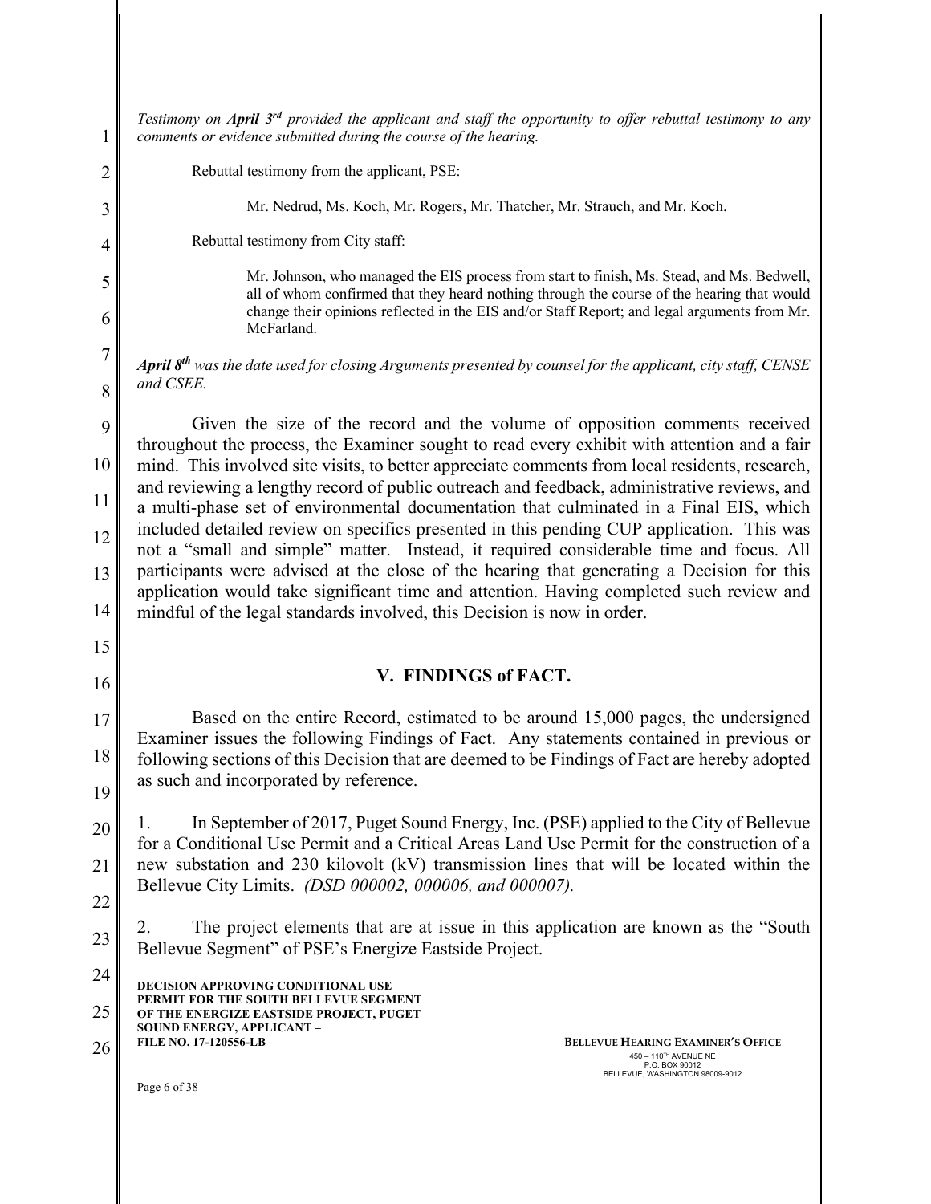*Testimony on **April 3rd** provided the applicant and staff the opportunity to offer rebuttal testimony to any comments or evidence submitted during the course of the hearing.*

Rebuttal testimony from the applicant, PSE:

> Mr. Nedrud, Ms. Koch, Mr. Rogers, Mr. Thatcher, Mr. Strauch, and Mr. Koch.

Rebuttal testimony from City staff:

> Mr. Johnson, who managed the EIS process from start to finish, Ms. Stead, and Ms. Bedwell, all of whom confirmed that they heard nothing through the course of the hearing that would change their opinions reflected in the EIS and/or Staff Report; and legal arguments from Mr. McFarland.

***April 8th** was the date used for closing Arguments presented by counsel for the applicant, city staff, CENSE and CSEE.*

Given the size of the record and the volume of opposition comments received throughout the process, the Examiner sought to read every exhibit with attention and a fair mind. This involved site visits, to better appreciate comments from local residents, research, and reviewing a lengthy record of public outreach and feedback, administrative reviews, and a multi-phase set of environmental documentation that culminated in a Final EIS, which included detailed review on specifics presented in this pending CUP application. This was not a "small and simple" matter. Instead, it required considerable time and focus. All participants were advised at the close of the hearing that generating a Decision for this application would take significant time and attention. Having completed such review and mindful of the legal standards involved, this Decision is now in order.

## V. FINDINGS of FACT.

Based on the entire Record, estimated to be around 15,000 pages, the undersigned Examiner issues the following Findings of Fact. Any statements contained in previous or following sections of this Decision that are deemed to be Findings of Fact are hereby adopted as such and incorporated by reference.

1. In September of 2017, Puget Sound Energy, Inc. (PSE) applied to the City of Bellevue for a Conditional Use Permit and a Critical Areas Land Use Permit for the construction of a new substation and 230 kilovolt (kV) transmission lines that will be located within the Bellevue City Limits. *(DSD 000002, 000006, and 000007).*

2. The project elements that are at issue in this application are known as the "South Bellevue Segment" of PSE's Energize Eastside Project.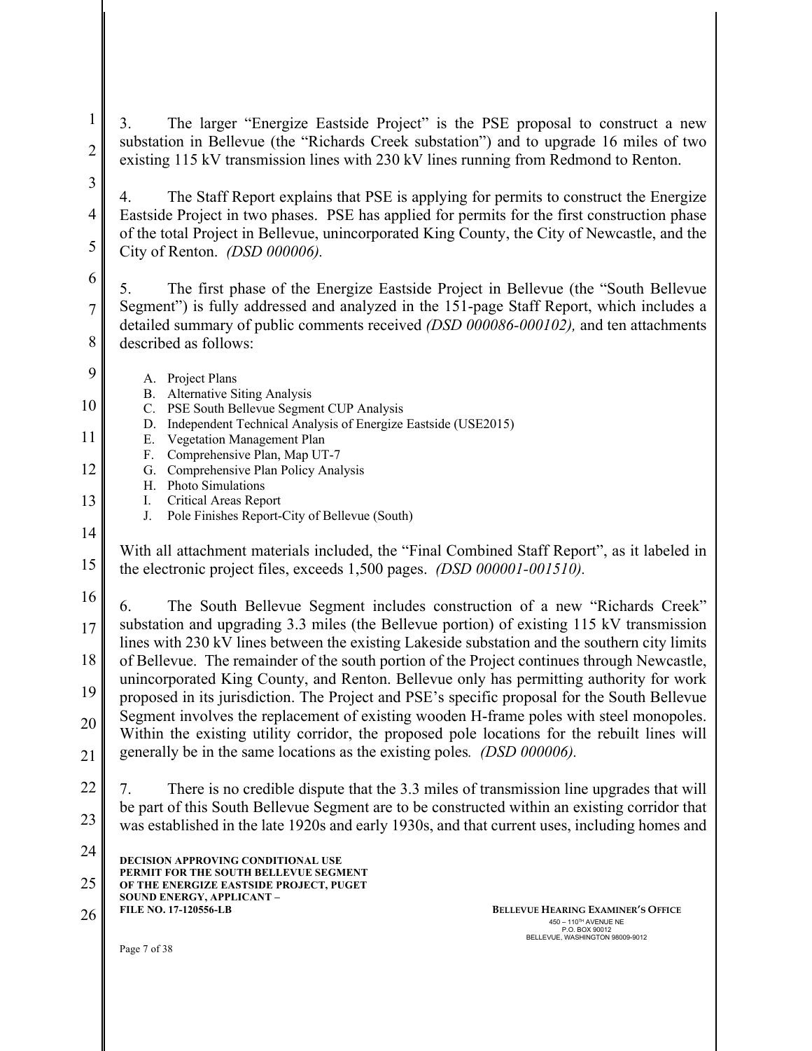3. The larger "Energize Eastside Project" is the PSE proposal to construct a new substation in Bellevue (the "Richards Creek substation") and to upgrade 16 miles of two existing 115 kV transmission lines with 230 kV lines running from Redmond to Renton.

4. The Staff Report explains that PSE is applying for permits to construct the Energize Eastside Project in two phases. PSE has applied for permits for the first construction phase of the total Project in Bellevue, unincorporated King County, the City of Newcastle, and the City of Renton. *(DSD 000006).*

5. The first phase of the Energize Eastside Project in Bellevue (the "South Bellevue Segment") is fully addressed and analyzed in the 151-page Staff Report, which includes a detailed summary of public comments received *(DSD 000086-000102),* and ten attachments described as follows:

A. Project Plans
B. Alternative Siting Analysis
C. PSE South Bellevue Segment CUP Analysis
D. Independent Technical Analysis of Energize Eastside (USE2015)
E. Vegetation Management Plan
F. Comprehensive Plan, Map UT-7
G. Comprehensive Plan Policy Analysis
H. Photo Simulations
I. Critical Areas Report
J. Pole Finishes Report-City of Bellevue (South)

With all attachment materials included, the "Final Combined Staff Report", as it labeled in the electronic project files, exceeds 1,500 pages. *(DSD 000001-001510).*

6. The South Bellevue Segment includes construction of a new "Richards Creek" substation and upgrading 3.3 miles (the Bellevue portion) of existing 115 kV transmission lines with 230 kV lines between the existing Lakeside substation and the southern city limits of Bellevue. The remainder of the south portion of the Project continues through Newcastle, unincorporated King County, and Renton. Bellevue only has permitting authority for work proposed in its jurisdiction. The Project and PSE's specific proposal for the South Bellevue Segment involves the replacement of existing wooden H-frame poles with steel monopoles. Within the existing utility corridor, the proposed pole locations for the rebuilt lines will generally be in the same locations as the existing poles. *(DSD 000006).*

7. There is no credible dispute that the 3.3 miles of transmission line upgrades that will be part of this South Bellevue Segment are to be constructed within an existing corridor that was established in the late 1920s and early 1930s, and that current uses, including homes and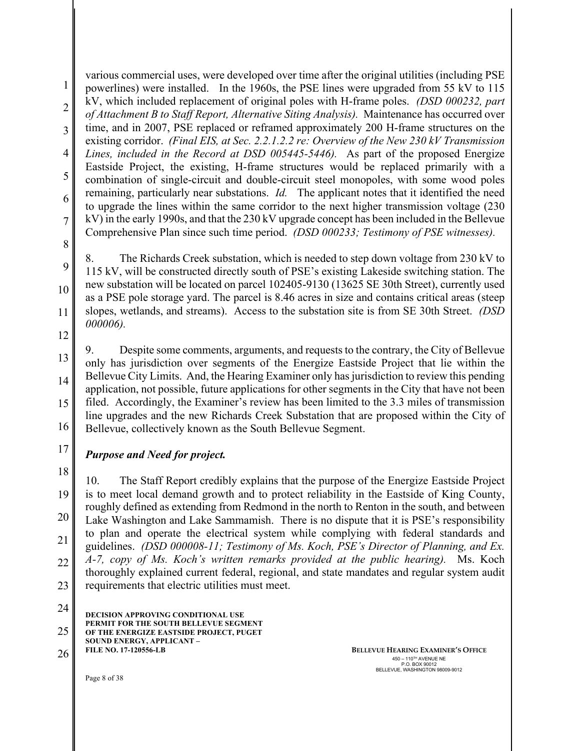various commercial uses, were developed over time after the original utilities (including PSE powerlines) were installed. In the 1960s, the PSE lines were upgraded from 55 kV to 115 kV, which included replacement of original poles with H-frame poles. *(DSD 000232, part of Attachment B to Staff Report, Alternative Siting Analysis).* Maintenance has occurred over time, and in 2007, PSE replaced or reframed approximately 200 H-frame structures on the existing corridor. *(Final EIS, at Sec. 2.2.1.2.2 re: Overview of the New 230 kV Transmission Lines, included in the Record at DSD 005445-5446).* As part of the proposed Energize Eastside Project, the existing, H-frame structures would be replaced primarily with a combination of single-circuit and double-circuit steel monopoles, with some wood poles remaining, particularly near substations. *Id.* The applicant notes that it identified the need to upgrade the lines within the same corridor to the next higher transmission voltage (230 kV) in the early 1990s, and that the 230 kV upgrade concept has been included in the Bellevue Comprehensive Plan since such time period. *(DSD 000233; Testimony of PSE witnesses).*

8. The Richards Creek substation, which is needed to step down voltage from 230 kV to 115 kV, will be constructed directly south of PSE's existing Lakeside switching station. The new substation will be located on parcel 102405-9130 (13625 SE 30th Street), currently used as a PSE pole storage yard. The parcel is 8.46 acres in size and contains critical areas (steep slopes, wetlands, and streams). Access to the substation site is from SE 30th Street. *(DSD 000006).*

9. Despite some comments, arguments, and requests to the contrary, the City of Bellevue only has jurisdiction over segments of the Energize Eastside Project that lie within the Bellevue City Limits. And, the Hearing Examiner only has jurisdiction to review this pending application, not possible, future applications for other segments in the City that have not been filed. Accordingly, the Examiner's review has been limited to the 3.3 miles of transmission line upgrades and the new Richards Creek Substation that are proposed within the City of Bellevue, collectively known as the South Bellevue Segment.

***Purpose and Need for project.***

10. The Staff Report credibly explains that the purpose of the Energize Eastside Project is to meet local demand growth and to protect reliability in the Eastside of King County, roughly defined as extending from Redmond in the north to Renton in the south, and between Lake Washington and Lake Sammamish. There is no dispute that it is PSE's responsibility to plan and operate the electrical system while complying with federal standards and guidelines. *(DSD 000008-11; Testimony of Ms. Koch, PSE's Director of Planning, and Ex. A-7, copy of Ms. Koch's written remarks provided at the public hearing).* Ms. Koch thoroughly explained current federal, regional, and state mandates and regular system audit requirements that electric utilities must meet.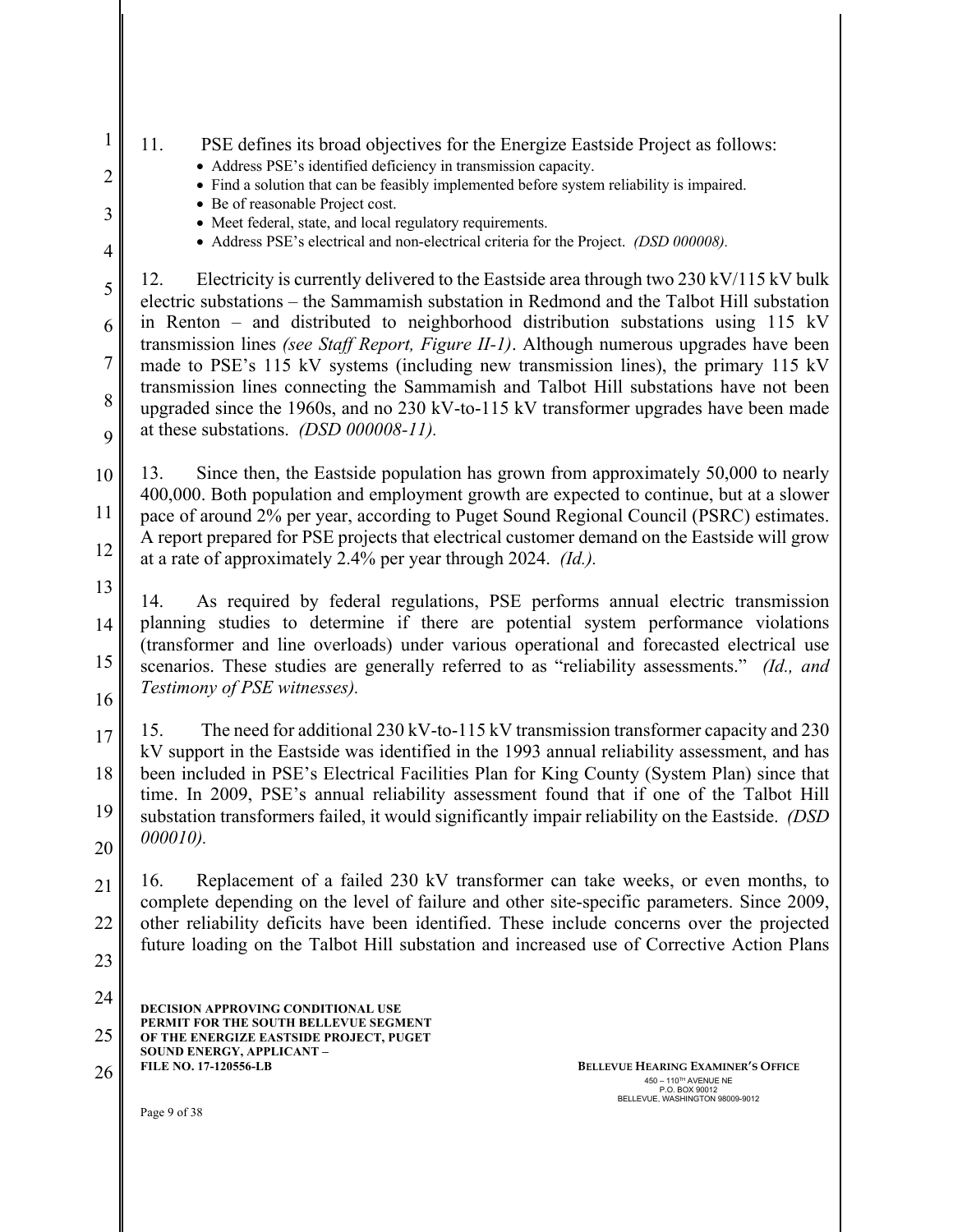11. PSE defines its broad objectives for the Energize Eastside Project as follows:

- Address PSE's identified deficiency in transmission capacity.
- Find a solution that can be feasibly implemented before system reliability is impaired.
- Be of reasonable Project cost.
- Meet federal, state, and local regulatory requirements.
- Address PSE's electrical and non-electrical criteria for the Project. *(DSD 000008).*

12. Electricity is currently delivered to the Eastside area through two 230 kV/115 kV bulk electric substations – the Sammamish substation in Redmond and the Talbot Hill substation in Renton – and distributed to neighborhood distribution substations using 115 kV transmission lines *(see Staff Report, Figure II-1)*. Although numerous upgrades have been made to PSE's 115 kV systems (including new transmission lines), the primary 115 kV transmission lines connecting the Sammamish and Talbot Hill substations have not been upgraded since the 1960s, and no 230 kV-to-115 kV transformer upgrades have been made at these substations. *(DSD 000008-11).*

13. Since then, the Eastside population has grown from approximately 50,000 to nearly 400,000. Both population and employment growth are expected to continue, but at a slower pace of around 2% per year, according to Puget Sound Regional Council (PSRC) estimates. A report prepared for PSE projects that electrical customer demand on the Eastside will grow at a rate of approximately 2.4% per year through 2024. *(Id.).*

14. As required by federal regulations, PSE performs annual electric transmission planning studies to determine if there are potential system performance violations (transformer and line overloads) under various operational and forecasted electrical use scenarios. These studies are generally referred to as "reliability assessments." *(Id., and Testimony of PSE witnesses).*

15. The need for additional 230 kV-to-115 kV transmission transformer capacity and 230 kV support in the Eastside was identified in the 1993 annual reliability assessment, and has been included in PSE's Electrical Facilities Plan for King County (System Plan) since that time. In 2009, PSE's annual reliability assessment found that if one of the Talbot Hill substation transformers failed, it would significantly impair reliability on the Eastside. *(DSD 000010).*

16. Replacement of a failed 230 kV transformer can take weeks, or even months, to complete depending on the level of failure and other site-specific parameters. Since 2009, other reliability deficits have been identified. These include concerns over the projected future loading on the Talbot Hill substation and increased use of Corrective Action Plans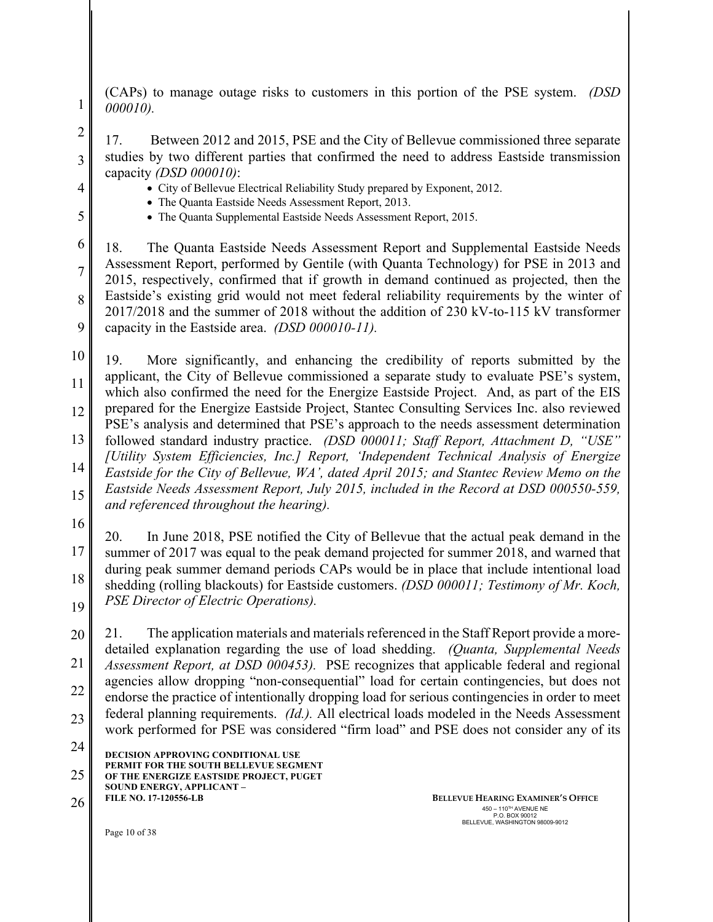(CAPs) to manage outage risks to customers in this portion of the PSE system. *(DSD 000010).*

17. Between 2012 and 2015, PSE and the City of Bellevue commissioned three separate studies by two different parties that confirmed the need to address Eastside transmission capacity *(DSD 000010)*:

- City of Bellevue Electrical Reliability Study prepared by Exponent, 2012.
- The Quanta Eastside Needs Assessment Report, 2013.
- The Quanta Supplemental Eastside Needs Assessment Report, 2015.

18. The Quanta Eastside Needs Assessment Report and Supplemental Eastside Needs Assessment Report, performed by Gentile (with Quanta Technology) for PSE in 2013 and 2015, respectively, confirmed that if growth in demand continued as projected, then the Eastside's existing grid would not meet federal reliability requirements by the winter of 2017/2018 and the summer of 2018 without the addition of 230 kV-to-115 kV transformer capacity in the Eastside area. *(DSD 000010-11).*

19. More significantly, and enhancing the credibility of reports submitted by the applicant, the City of Bellevue commissioned a separate study to evaluate PSE's system, which also confirmed the need for the Energize Eastside Project. And, as part of the EIS prepared for the Energize Eastside Project, Stantec Consulting Services Inc. also reviewed PSE's analysis and determined that PSE's approach to the needs assessment determination followed standard industry practice. *(DSD 000011; Staff Report, Attachment D, "USE" [Utility System Efficiencies, Inc.] Report, 'Independent Technical Analysis of Energize Eastside for the City of Bellevue, WA', dated April 2015; and Stantec Review Memo on the Eastside Needs Assessment Report, July 2015, included in the Record at DSD 000550-559, and referenced throughout the hearing).*

20. In June 2018, PSE notified the City of Bellevue that the actual peak demand in the summer of 2017 was equal to the peak demand projected for summer 2018, and warned that during peak summer demand periods CAPs would be in place that include intentional load shedding (rolling blackouts) for Eastside customers. *(DSD 000011; Testimony of Mr. Koch, PSE Director of Electric Operations).*

21. The application materials and materials referenced in the Staff Report provide a more-detailed explanation regarding the use of load shedding. *(Quanta, Supplemental Needs Assessment Report, at DSD 000453).* PSE recognizes that applicable federal and regional agencies allow dropping "non-consequential" load for certain contingencies, but does not endorse the practice of intentionally dropping load for serious contingencies in order to meet federal planning requirements. *(Id.).* All electrical loads modeled in the Needs Assessment work performed for PSE was considered "firm load" and PSE does not consider any of its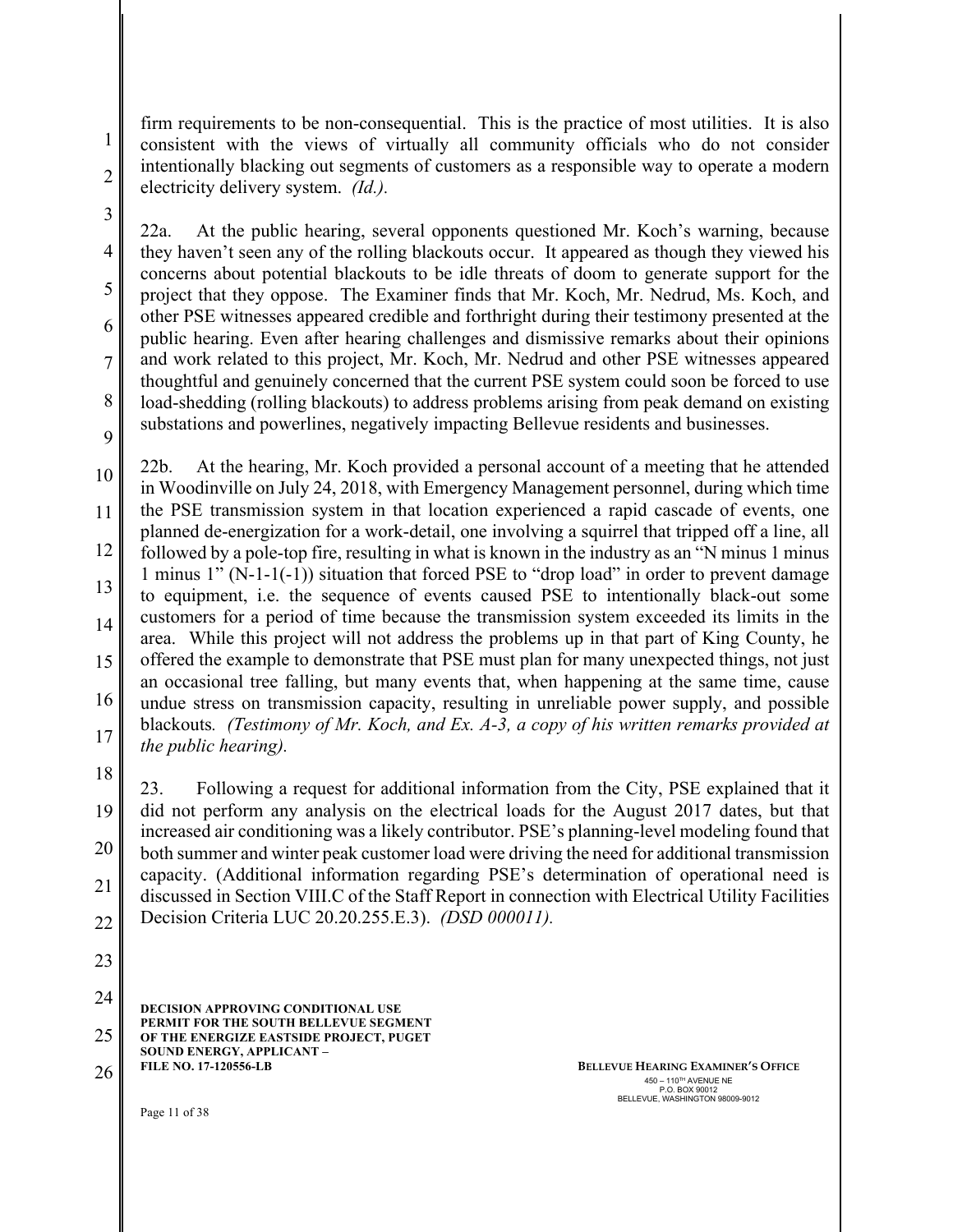firm requirements to be non-consequential. This is the practice of most utilities. It is also consistent with the views of virtually all community officials who do not consider intentionally blacking out segments of customers as a responsible way to operate a modern electricity delivery system. *(Id.).*

22a. At the public hearing, several opponents questioned Mr. Koch's warning, because they haven't seen any of the rolling blackouts occur. It appeared as though they viewed his concerns about potential blackouts to be idle threats of doom to generate support for the project that they oppose. The Examiner finds that Mr. Koch, Mr. Nedrud, Ms. Koch, and other PSE witnesses appeared credible and forthright during their testimony presented at the public hearing. Even after hearing challenges and dismissive remarks about their opinions and work related to this project, Mr. Koch, Mr. Nedrud and other PSE witnesses appeared thoughtful and genuinely concerned that the current PSE system could soon be forced to use load-shedding (rolling blackouts) to address problems arising from peak demand on existing substations and powerlines, negatively impacting Bellevue residents and businesses.

22b. At the hearing, Mr. Koch provided a personal account of a meeting that he attended in Woodinville on July 24, 2018, with Emergency Management personnel, during which time the PSE transmission system in that location experienced a rapid cascade of events, one planned de-energization for a work-detail, one involving a squirrel that tripped off a line, all followed by a pole-top fire, resulting in what is known in the industry as an "N minus 1 minus 1 minus 1" (N-1-1(-1)) situation that forced PSE to "drop load" in order to prevent damage to equipment, i.e. the sequence of events caused PSE to intentionally black-out some customers for a period of time because the transmission system exceeded its limits in the area. While this project will not address the problems up in that part of King County, he offered the example to demonstrate that PSE must plan for many unexpected things, not just an occasional tree falling, but many events that, when happening at the same time, cause undue stress on transmission capacity, resulting in unreliable power supply, and possible blackouts*. (Testimony of Mr. Koch, and Ex. A-3, a copy of his written remarks provided at the public hearing).*

23. Following a request for additional information from the City, PSE explained that it did not perform any analysis on the electrical loads for the August 2017 dates, but that increased air conditioning was a likely contributor. PSE's planning-level modeling found that both summer and winter peak customer load were driving the need for additional transmission capacity. (Additional information regarding PSE's determination of operational need is discussed in Section VIII.C of the Staff Report in connection with Electrical Utility Facilities Decision Criteria LUC 20.20.255.E.3). *(DSD 000011).*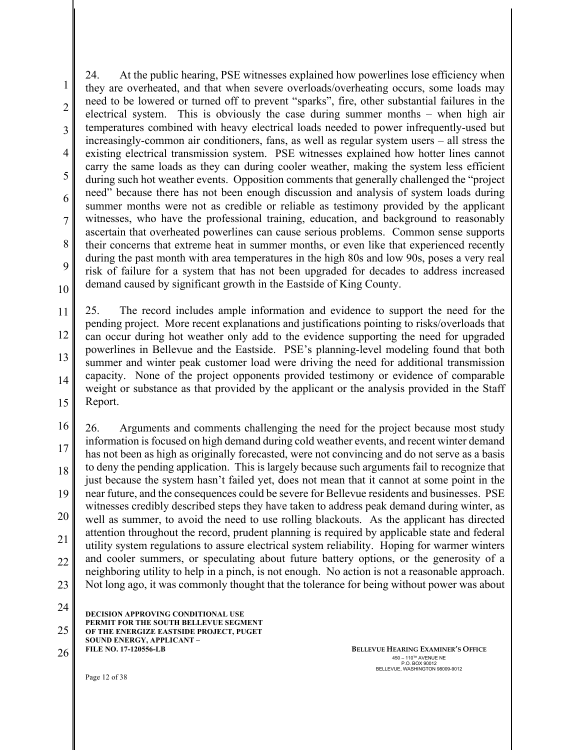24. At the public hearing, PSE witnesses explained how powerlines lose efficiency when they are overheated, and that when severe overloads/overheating occurs, some loads may need to be lowered or turned off to prevent "sparks", fire, other substantial failures in the electrical system. This is obviously the case during summer months – when high air temperatures combined with heavy electrical loads needed to power infrequently-used but increasingly-common air conditioners, fans, as well as regular system users – all stress the existing electrical transmission system. PSE witnesses explained how hotter lines cannot carry the same loads as they can during cooler weather, making the system less efficient during such hot weather events. Opposition comments that generally challenged the "project need" because there has not been enough discussion and analysis of system loads during summer months were not as credible or reliable as testimony provided by the applicant witnesses, who have the professional training, education, and background to reasonably ascertain that overheated powerlines can cause serious problems. Common sense supports their concerns that extreme heat in summer months, or even like that experienced recently during the past month with area temperatures in the high 80s and low 90s, poses a very real risk of failure for a system that has not been upgraded for decades to address increased demand caused by significant growth in the Eastside of King County.

25. The record includes ample information and evidence to support the need for the pending project. More recent explanations and justifications pointing to risks/overloads that can occur during hot weather only add to the evidence supporting the need for upgraded powerlines in Bellevue and the Eastside. PSE's planning-level modeling found that both summer and winter peak customer load were driving the need for additional transmission capacity. None of the project opponents provided testimony or evidence of comparable weight or substance as that provided by the applicant or the analysis provided in the Staff Report.

26. Arguments and comments challenging the need for the project because most study information is focused on high demand during cold weather events, and recent winter demand has not been as high as originally forecasted, were not convincing and do not serve as a basis to deny the pending application. This is largely because such arguments fail to recognize that just because the system hasn't failed yet, does not mean that it cannot at some point in the near future, and the consequences could be severe for Bellevue residents and businesses. PSE witnesses credibly described steps they have taken to address peak demand during winter, as well as summer, to avoid the need to use rolling blackouts. As the applicant has directed attention throughout the record, prudent planning is required by applicable state and federal utility system regulations to assure electrical system reliability. Hoping for warmer winters and cooler summers, or speculating about future battery options, or the generosity of a neighboring utility to help in a pinch, is not enough. No action is not a reasonable approach. Not long ago, it was commonly thought that the tolerance for being without power was about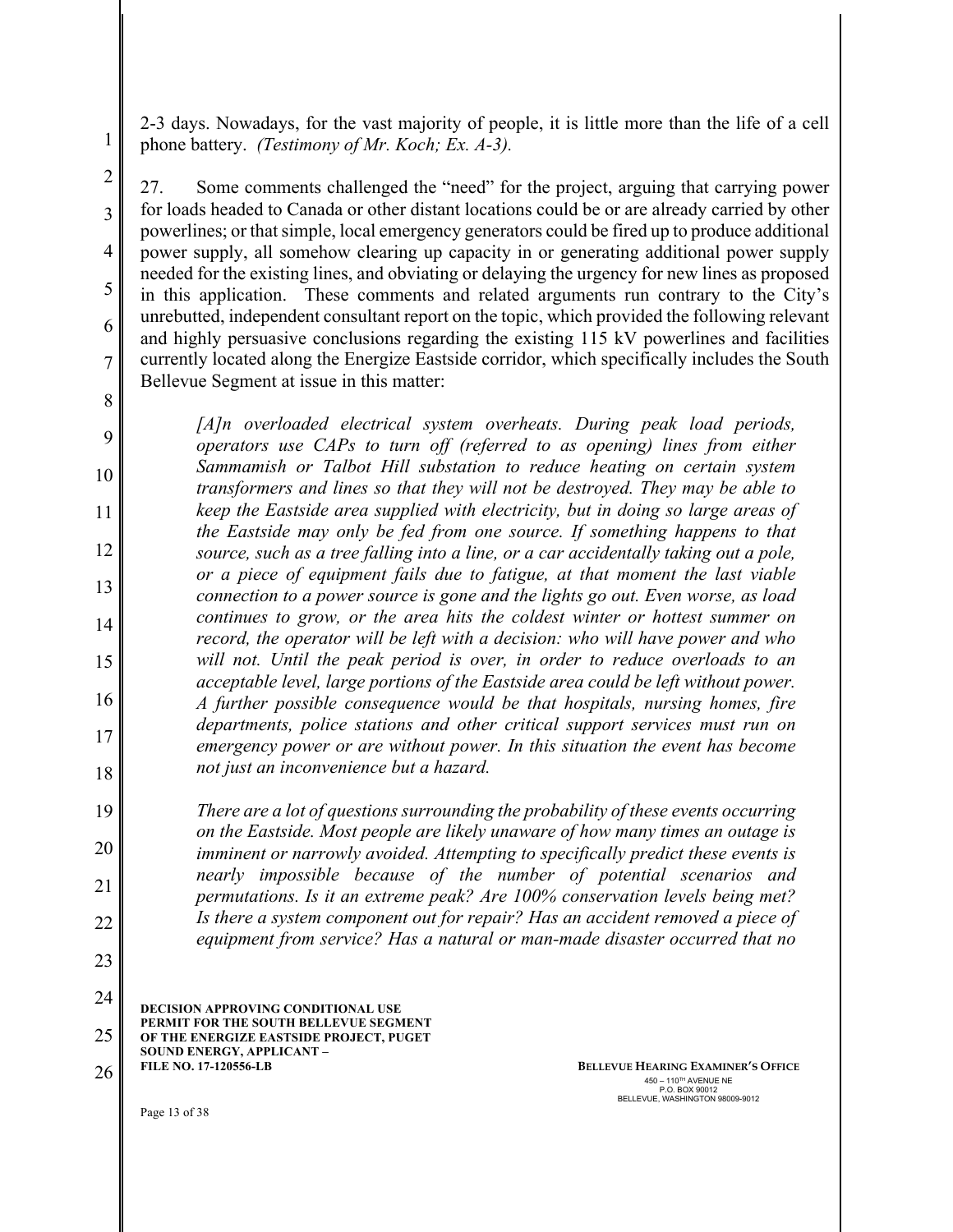2-3 days. Nowadays, for the vast majority of people, it is little more than the life of a cell phone battery. *(Testimony of Mr. Koch; Ex. A-3).*

27. Some comments challenged the "need" for the project, arguing that carrying power for loads headed to Canada or other distant locations could be or are already carried by other powerlines; or that simple, local emergency generators could be fired up to produce additional power supply, all somehow clearing up capacity in or generating additional power supply needed for the existing lines, and obviating or delaying the urgency for new lines as proposed in this application. These comments and related arguments run contrary to the City's unrebutted, independent consultant report on the topic, which provided the following relevant and highly persuasive conclusions regarding the existing 115 kV powerlines and facilities currently located along the Energize Eastside corridor, which specifically includes the South Bellevue Segment at issue in this matter:

> *[A]n overloaded electrical system overheats. During peak load periods, operators use CAPs to turn off (referred to as opening) lines from either Sammamish or Talbot Hill substation to reduce heating on certain system transformers and lines so that they will not be destroyed. They may be able to keep the Eastside area supplied with electricity, but in doing so large areas of the Eastside may only be fed from one source. If something happens to that source, such as a tree falling into a line, or a car accidentally taking out a pole, or a piece of equipment fails due to fatigue, at that moment the last viable connection to a power source is gone and the lights go out. Even worse, as load continues to grow, or the area hits the coldest winter or hottest summer on record, the operator will be left with a decision: who will have power and who will not. Until the peak period is over, in order to reduce overloads to an acceptable level, large portions of the Eastside area could be left without power. A further possible consequence would be that hospitals, nursing homes, fire departments, police stations and other critical support services must run on emergency power or are without power. In this situation the event has become not just an inconvenience but a hazard.*
>
> *There are a lot of questions surrounding the probability of these events occurring on the Eastside. Most people are likely unaware of how many times an outage is imminent or narrowly avoided. Attempting to specifically predict these events is nearly impossible because of the number of potential scenarios and permutations. Is it an extreme peak? Are 100% conservation levels being met? Is there a system component out for repair? Has an accident removed a piece of equipment from service? Has a natural or man-made disaster occurred that no*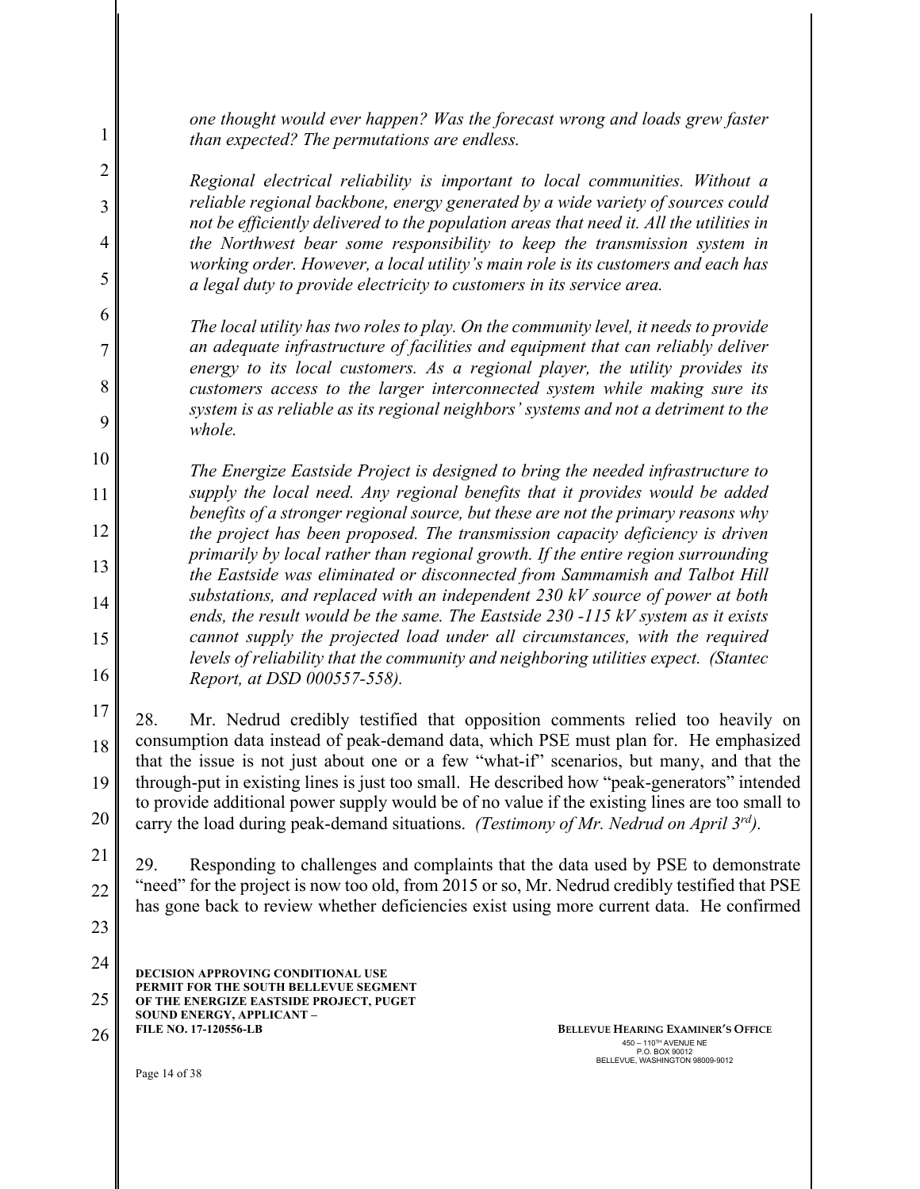*one thought would ever happen? Was the forecast wrong and loads grew faster than expected? The permutations are endless.*

*Regional electrical reliability is important to local communities. Without a reliable regional backbone, energy generated by a wide variety of sources could not be efficiently delivered to the population areas that need it. All the utilities in the Northwest bear some responsibility to keep the transmission system in working order. However, a local utility's main role is its customers and each has a legal duty to provide electricity to customers in its service area.*

*The local utility has two roles to play. On the community level, it needs to provide an adequate infrastructure of facilities and equipment that can reliably deliver energy to its local customers. As a regional player, the utility provides its customers access to the larger interconnected system while making sure its system is as reliable as its regional neighbors' systems and not a detriment to the whole.*

*The Energize Eastside Project is designed to bring the needed infrastructure to supply the local need. Any regional benefits that it provides would be added benefits of a stronger regional source, but these are not the primary reasons why the project has been proposed. The transmission capacity deficiency is driven primarily by local rather than regional growth. If the entire region surrounding the Eastside was eliminated or disconnected from Sammamish and Talbot Hill substations, and replaced with an independent 230 kV source of power at both ends, the result would be the same. The Eastside 230 -115 kV system as it exists cannot supply the projected load under all circumstances, with the required levels of reliability that the community and neighboring utilities expect. (Stantec Report, at DSD 000557-558).*

28. Mr. Nedrud credibly testified that opposition comments relied too heavily on consumption data instead of peak-demand data, which PSE must plan for. He emphasized that the issue is not just about one or a few "what-if" scenarios, but many, and that the through-put in existing lines is just too small. He described how "peak-generators" intended to provide additional power supply would be of no value if the existing lines are too small to carry the load during peak-demand situations. *(Testimony of Mr. Nedrud on April 3rd).*

29. Responding to challenges and complaints that the data used by PSE to demonstrate "need" for the project is now too old, from 2015 or so, Mr. Nedrud credibly testified that PSE has gone back to review whether deficiencies exist using more current data. He confirmed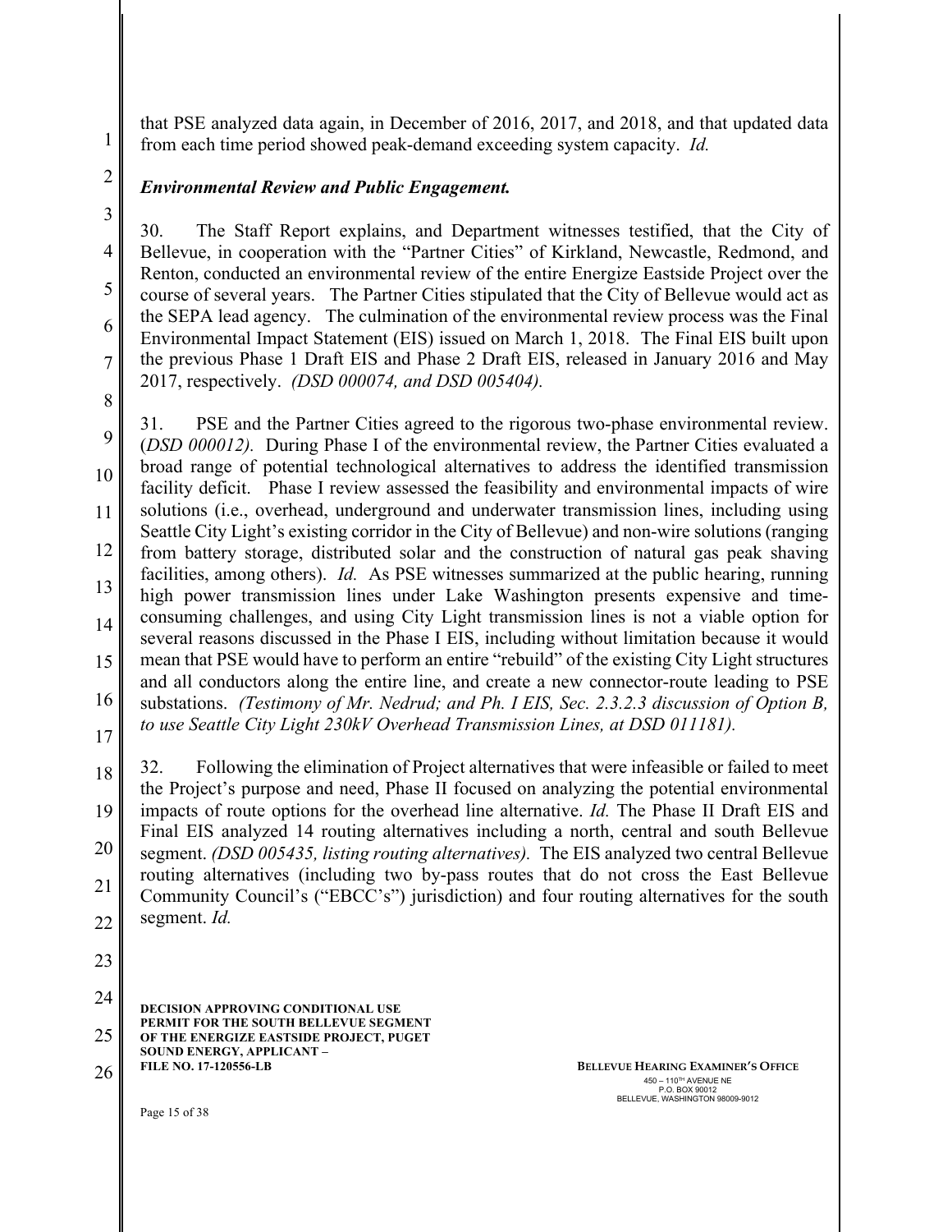that PSE analyzed data again, in December of 2016, 2017, and 2018, and that updated data from each time period showed peak-demand exceeding system capacity. *Id.*

***Environmental Review and Public Engagement.***

30. The Staff Report explains, and Department witnesses testified, that the City of Bellevue, in cooperation with the "Partner Cities" of Kirkland, Newcastle, Redmond, and Renton, conducted an environmental review of the entire Energize Eastside Project over the course of several years. The Partner Cities stipulated that the City of Bellevue would act as the SEPA lead agency. The culmination of the environmental review process was the Final Environmental Impact Statement (EIS) issued on March 1, 2018. The Final EIS built upon the previous Phase 1 Draft EIS and Phase 2 Draft EIS, released in January 2016 and May 2017, respectively. *(DSD 000074, and DSD 005404).*

31. PSE and the Partner Cities agreed to the rigorous two-phase environmental review. (*DSD 000012).* During Phase I of the environmental review, the Partner Cities evaluated a broad range of potential technological alternatives to address the identified transmission facility deficit. Phase I review assessed the feasibility and environmental impacts of wire solutions (i.e., overhead, underground and underwater transmission lines, including using Seattle City Light's existing corridor in the City of Bellevue) and non-wire solutions (ranging from battery storage, distributed solar and the construction of natural gas peak shaving facilities, among others). *Id.* As PSE witnesses summarized at the public hearing, running high power transmission lines under Lake Washington presents expensive and time-consuming challenges, and using City Light transmission lines is not a viable option for several reasons discussed in the Phase I EIS, including without limitation because it would mean that PSE would have to perform an entire "rebuild" of the existing City Light structures and all conductors along the entire line, and create a new connector-route leading to PSE substations. *(Testimony of Mr. Nedrud; and Ph. I EIS, Sec. 2.3.2.3 discussion of Option B, to use Seattle City Light 230kV Overhead Transmission Lines, at DSD 011181).*

32. Following the elimination of Project alternatives that were infeasible or failed to meet the Project's purpose and need, Phase II focused on analyzing the potential environmental impacts of route options for the overhead line alternative. *Id.* The Phase II Draft EIS and Final EIS analyzed 14 routing alternatives including a north, central and south Bellevue segment. *(DSD 005435, listing routing alternatives).* The EIS analyzed two central Bellevue routing alternatives (including two by-pass routes that do not cross the East Bellevue Community Council's ("EBCC's") jurisdiction) and four routing alternatives for the south segment. *Id.*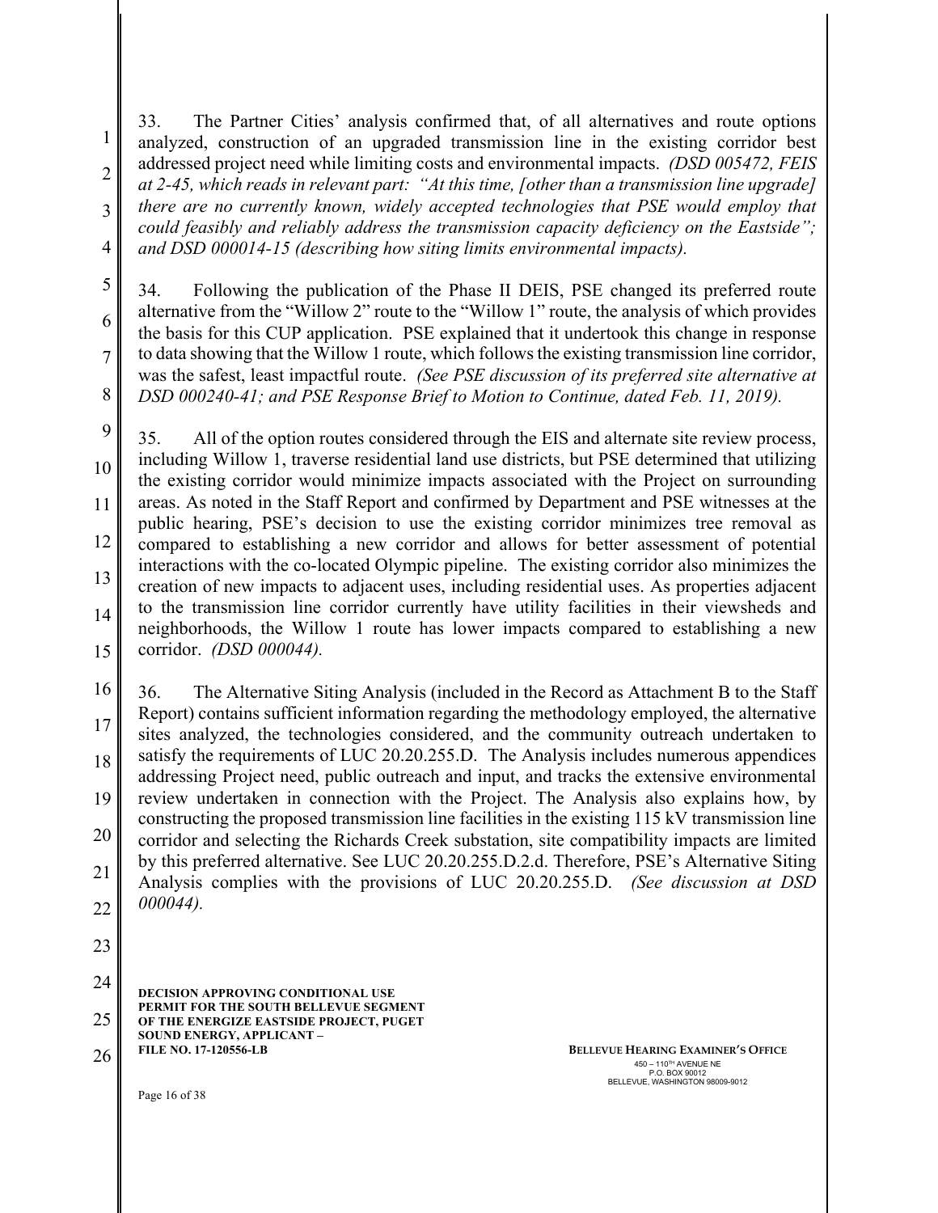33. The Partner Cities' analysis confirmed that, of all alternatives and route options analyzed, construction of an upgraded transmission line in the existing corridor best addressed project need while limiting costs and environmental impacts. *(DSD 005472, FEIS at 2-45, which reads in relevant part: "At this time, [other than a transmission line upgrade] there are no currently known, widely accepted technologies that PSE would employ that could feasibly and reliably address the transmission capacity deficiency on the Eastside"; and DSD 000014-15 (describing how siting limits environmental impacts).*

34. Following the publication of the Phase II DEIS, PSE changed its preferred route alternative from the "Willow 2" route to the "Willow 1" route, the analysis of which provides the basis for this CUP application. PSE explained that it undertook this change in response to data showing that the Willow 1 route, which follows the existing transmission line corridor, was the safest, least impactful route. *(See PSE discussion of its preferred site alternative at DSD 000240-41; and PSE Response Brief to Motion to Continue, dated Feb. 11, 2019).*

35. All of the option routes considered through the EIS and alternate site review process, including Willow 1, traverse residential land use districts, but PSE determined that utilizing the existing corridor would minimize impacts associated with the Project on surrounding areas. As noted in the Staff Report and confirmed by Department and PSE witnesses at the public hearing, PSE's decision to use the existing corridor minimizes tree removal as compared to establishing a new corridor and allows for better assessment of potential interactions with the co-located Olympic pipeline. The existing corridor also minimizes the creation of new impacts to adjacent uses, including residential uses. As properties adjacent to the transmission line corridor currently have utility facilities in their viewsheds and neighborhoods, the Willow 1 route has lower impacts compared to establishing a new corridor. *(DSD 000044).*

36. The Alternative Siting Analysis (included in the Record as Attachment B to the Staff Report) contains sufficient information regarding the methodology employed, the alternative sites analyzed, the technologies considered, and the community outreach undertaken to satisfy the requirements of LUC 20.20.255.D. The Analysis includes numerous appendices addressing Project need, public outreach and input, and tracks the extensive environmental review undertaken in connection with the Project. The Analysis also explains how, by constructing the proposed transmission line facilities in the existing 115 kV transmission line corridor and selecting the Richards Creek substation, site compatibility impacts are limited by this preferred alternative. See LUC 20.20.255.D.2.d. Therefore, PSE's Alternative Siting Analysis complies with the provisions of LUC 20.20.255.D. *(See discussion at DSD 000044).*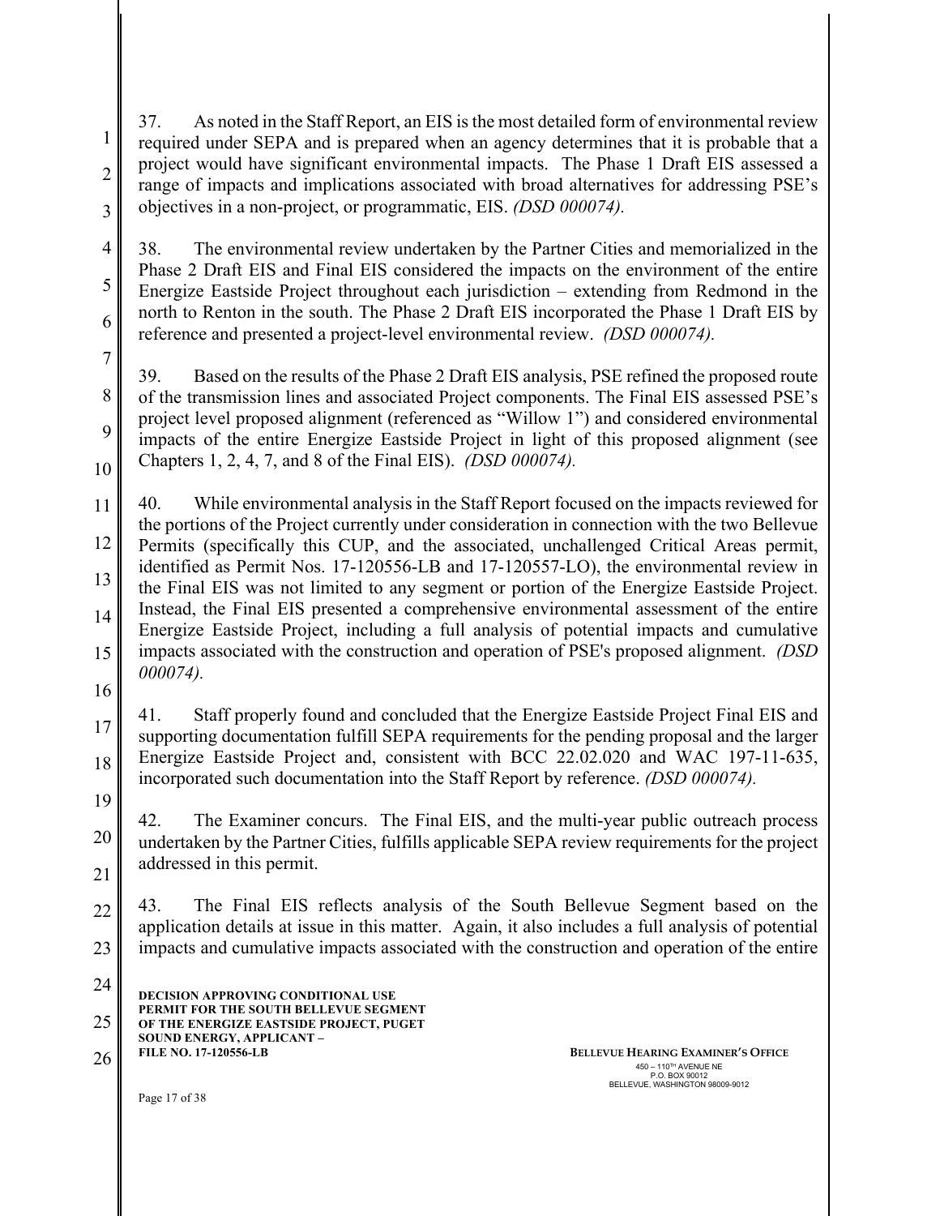37. As noted in the Staff Report, an EIS is the most detailed form of environmental review required under SEPA and is prepared when an agency determines that it is probable that a project would have significant environmental impacts. The Phase 1 Draft EIS assessed a range of impacts and implications associated with broad alternatives for addressing PSE's objectives in a non-project, or programmatic, EIS. *(DSD 000074).*

38. The environmental review undertaken by the Partner Cities and memorialized in the Phase 2 Draft EIS and Final EIS considered the impacts on the environment of the entire Energize Eastside Project throughout each jurisdiction – extending from Redmond in the north to Renton in the south. The Phase 2 Draft EIS incorporated the Phase 1 Draft EIS by reference and presented a project-level environmental review. *(DSD 000074).*

39. Based on the results of the Phase 2 Draft EIS analysis, PSE refined the proposed route of the transmission lines and associated Project components. The Final EIS assessed PSE's project level proposed alignment (referenced as "Willow 1") and considered environmental impacts of the entire Energize Eastside Project in light of this proposed alignment (see Chapters 1, 2, 4, 7, and 8 of the Final EIS). *(DSD 000074).*

40. While environmental analysis in the Staff Report focused on the impacts reviewed for the portions of the Project currently under consideration in connection with the two Bellevue Permits (specifically this CUP, and the associated, unchallenged Critical Areas permit, identified as Permit Nos. 17-120556-LB and 17-120557-LO), the environmental review in the Final EIS was not limited to any segment or portion of the Energize Eastside Project. Instead, the Final EIS presented a comprehensive environmental assessment of the entire Energize Eastside Project, including a full analysis of potential impacts and cumulative impacts associated with the construction and operation of PSE's proposed alignment. *(DSD 000074).*

41. Staff properly found and concluded that the Energize Eastside Project Final EIS and supporting documentation fulfill SEPA requirements for the pending proposal and the larger Energize Eastside Project and, consistent with BCC 22.02.020 and WAC 197-11-635, incorporated such documentation into the Staff Report by reference. *(DSD 000074).*

42. The Examiner concurs. The Final EIS, and the multi-year public outreach process undertaken by the Partner Cities, fulfills applicable SEPA review requirements for the project addressed in this permit.

43. The Final EIS reflects analysis of the South Bellevue Segment based on the application details at issue in this matter. Again, it also includes a full analysis of potential impacts and cumulative impacts associated with the construction and operation of the entire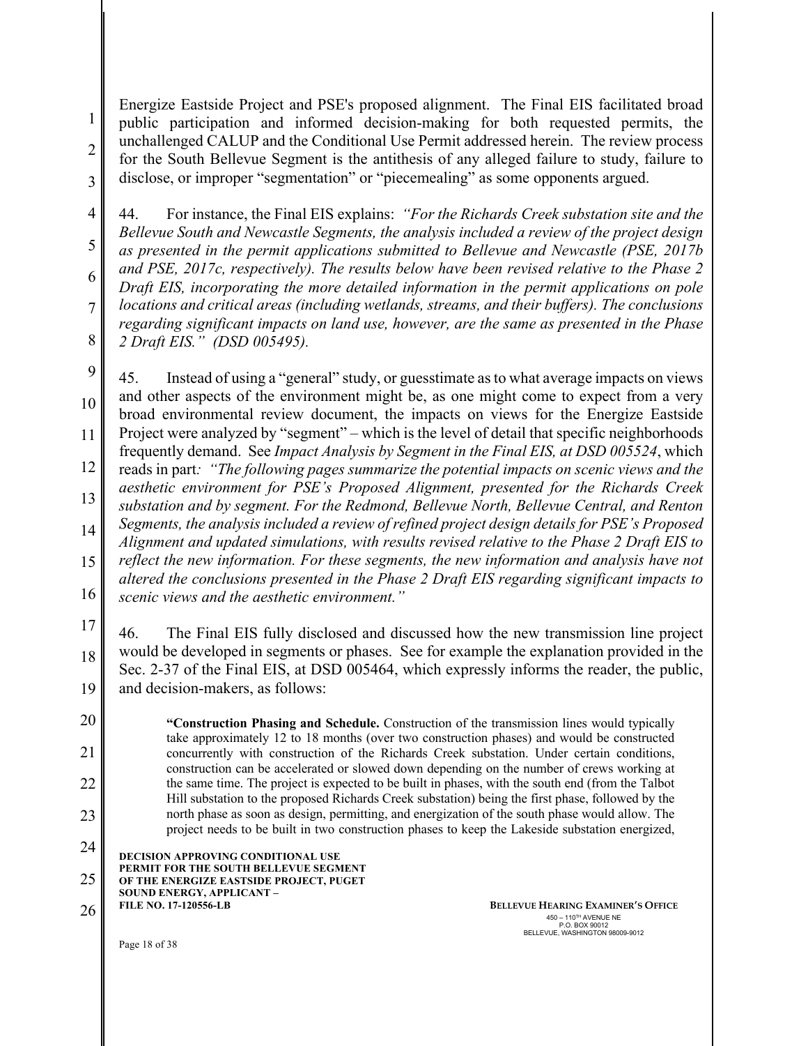Energize Eastside Project and PSE's proposed alignment. The Final EIS facilitated broad public participation and informed decision-making for both requested permits, the unchallenged CALUP and the Conditional Use Permit addressed herein. The review process for the South Bellevue Segment is the antithesis of any alleged failure to study, failure to disclose, or improper "segmentation" or "piecemealing" as some opponents argued.

44. For instance, the Final EIS explains: *"For the Richards Creek substation site and the Bellevue South and Newcastle Segments, the analysis included a review of the project design as presented in the permit applications submitted to Bellevue and Newcastle (PSE, 2017b and PSE, 2017c, respectively). The results below have been revised relative to the Phase 2 Draft EIS, incorporating the more detailed information in the permit applications on pole locations and critical areas (including wetlands, streams, and their buffers). The conclusions regarding significant impacts on land use, however, are the same as presented in the Phase 2 Draft EIS." (DSD 005495).*

45. Instead of using a "general" study, or guesstimate as to what average impacts on views and other aspects of the environment might be, as one might come to expect from a very broad environmental review document, the impacts on views for the Energize Eastside Project were analyzed by "segment" – which is the level of detail that specific neighborhoods frequently demand. See *Impact Analysis by Segment in the Final EIS, at DSD 005524*, which reads in part*: "The following pages summarize the potential impacts on scenic views and the aesthetic environment for PSE's Proposed Alignment, presented for the Richards Creek substation and by segment. For the Redmond, Bellevue North, Bellevue Central, and Renton Segments, the analysis included a review of refined project design details for PSE's Proposed Alignment and updated simulations, with results revised relative to the Phase 2 Draft EIS to reflect the new information. For these segments, the new information and analysis have not altered the conclusions presented in the Phase 2 Draft EIS regarding significant impacts to scenic views and the aesthetic environment."*

46. The Final EIS fully disclosed and discussed how the new transmission line project would be developed in segments or phases. See for example the explanation provided in the Sec. 2-37 of the Final EIS, at DSD 005464, which expressly informs the reader, the public, and decision-makers, as follows:

> **"Construction Phasing and Schedule.** Construction of the transmission lines would typically take approximately 12 to 18 months (over two construction phases) and would be constructed concurrently with construction of the Richards Creek substation. Under certain conditions, construction can be accelerated or slowed down depending on the number of crews working at the same time. The project is expected to be built in phases, with the south end (from the Talbot Hill substation to the proposed Richards Creek substation) being the first phase, followed by the north phase as soon as design, permitting, and energization of the south phase would allow. The project needs to be built in two construction phases to keep the Lakeside substation energized,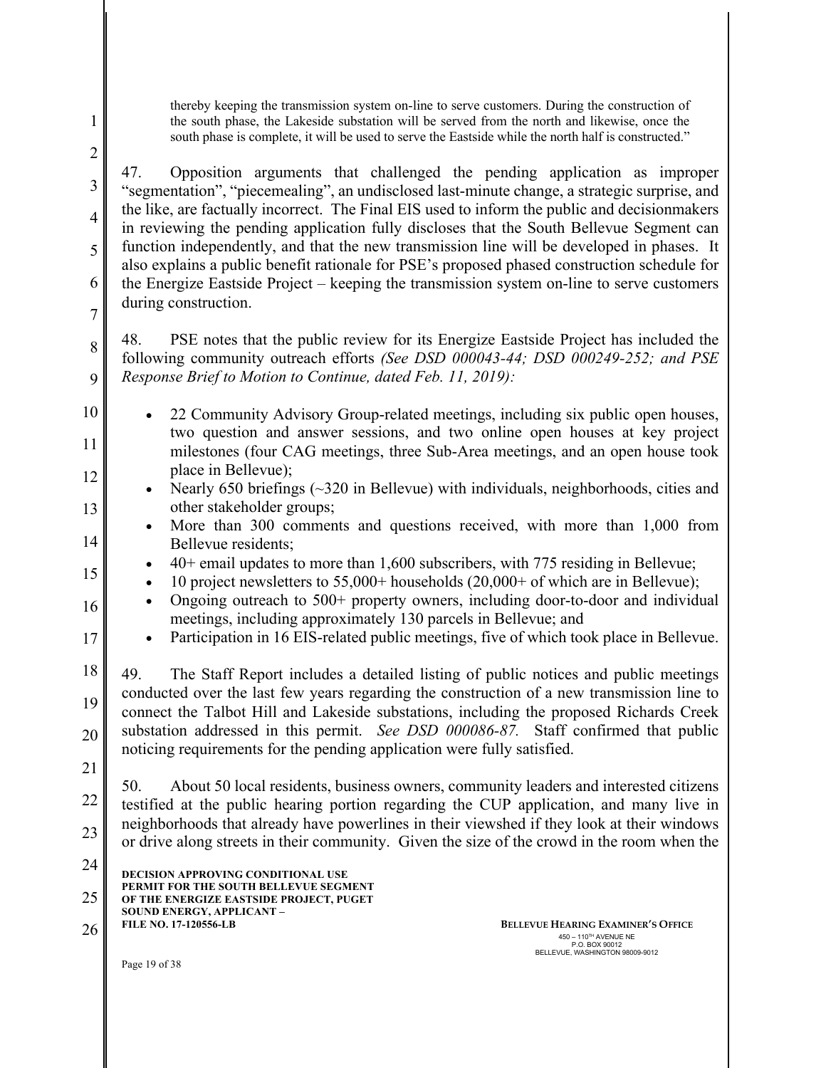> thereby keeping the transmission system on-line to serve customers. During the construction of the south phase, the Lakeside substation will be served from the north and likewise, once the south phase is complete, it will be used to serve the Eastside while the north half is constructed."

47. Opposition arguments that challenged the pending application as improper "segmentation", "piecemealing", an undisclosed last-minute change, a strategic surprise, and the like, are factually incorrect. The Final EIS used to inform the public and decisionmakers in reviewing the pending application fully discloses that the South Bellevue Segment can function independently, and that the new transmission line will be developed in phases. It also explains a public benefit rationale for PSE's proposed phased construction schedule for the Energize Eastside Project – keeping the transmission system on-line to serve customers during construction.

48. PSE notes that the public review for its Energize Eastside Project has included the following community outreach efforts *(See DSD 000043-44; DSD 000249-252; and PSE Response Brief to Motion to Continue, dated Feb. 11, 2019):*

- 22 Community Advisory Group-related meetings, including six public open houses, two question and answer sessions, and two online open houses at key project milestones (four CAG meetings, three Sub-Area meetings, and an open house took place in Bellevue);
- Nearly 650 briefings (~320 in Bellevue) with individuals, neighborhoods, cities and other stakeholder groups;
- More than 300 comments and questions received, with more than 1,000 from Bellevue residents;
- 40+ email updates to more than 1,600 subscribers, with 775 residing in Bellevue;
- 10 project newsletters to 55,000+ households (20,000+ of which are in Bellevue);
- Ongoing outreach to 500+ property owners, including door-to-door and individual meetings, including approximately 130 parcels in Bellevue; and
- Participation in 16 EIS-related public meetings, five of which took place in Bellevue.

49. The Staff Report includes a detailed listing of public notices and public meetings conducted over the last few years regarding the construction of a new transmission line to connect the Talbot Hill and Lakeside substations, including the proposed Richards Creek substation addressed in this permit. *See DSD 000086-87.* Staff confirmed that public noticing requirements for the pending application were fully satisfied.

50. About 50 local residents, business owners, community leaders and interested citizens testified at the public hearing portion regarding the CUP application, and many live in neighborhoods that already have powerlines in their viewshed if they look at their windows or drive along streets in their community. Given the size of the crowd in the room when the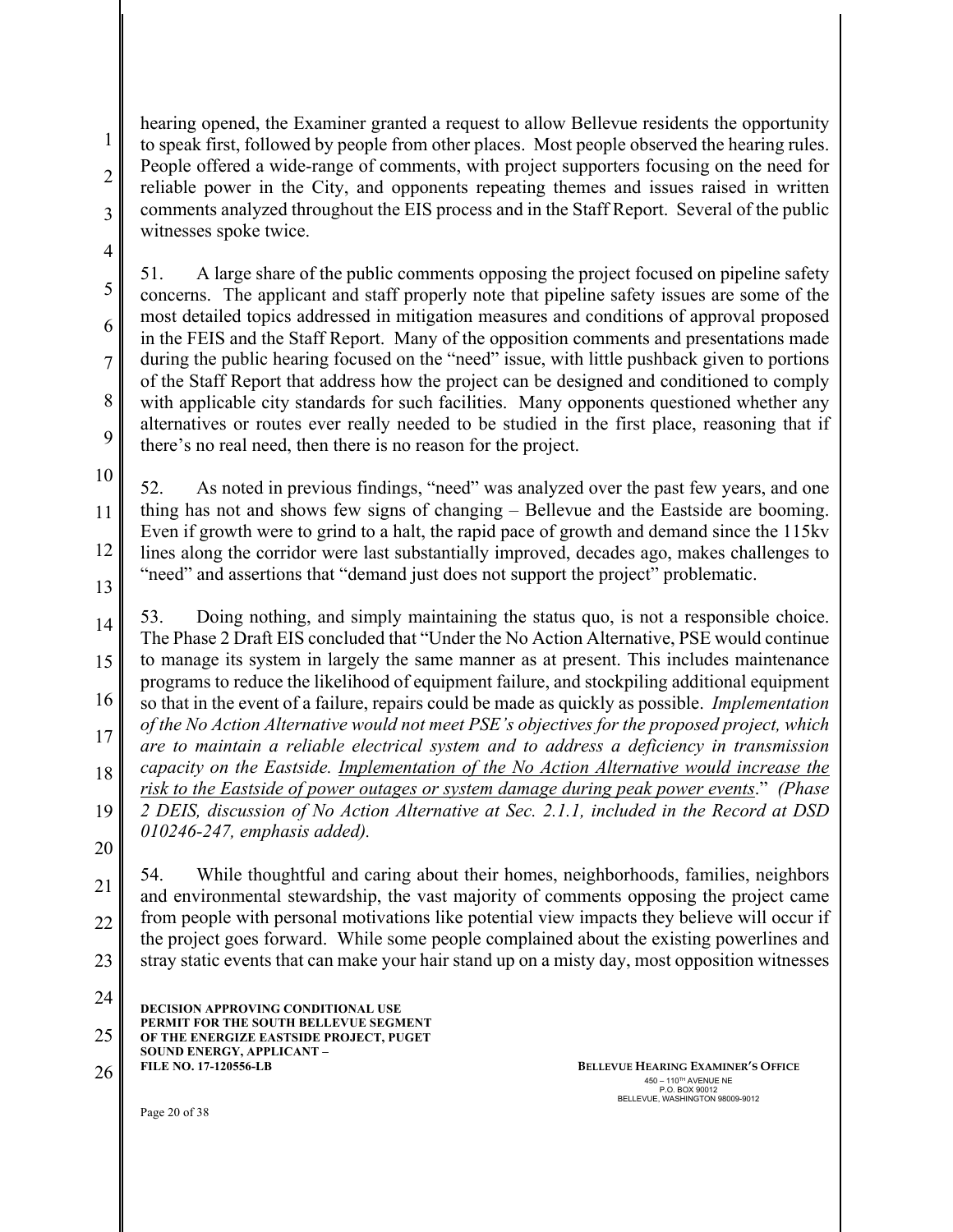hearing opened, the Examiner granted a request to allow Bellevue residents the opportunity to speak first, followed by people from other places. Most people observed the hearing rules. People offered a wide-range of comments, with project supporters focusing on the need for reliable power in the City, and opponents repeating themes and issues raised in written comments analyzed throughout the EIS process and in the Staff Report. Several of the public witnesses spoke twice.

51. A large share of the public comments opposing the project focused on pipeline safety concerns. The applicant and staff properly note that pipeline safety issues are some of the most detailed topics addressed in mitigation measures and conditions of approval proposed in the FEIS and the Staff Report. Many of the opposition comments and presentations made during the public hearing focused on the "need" issue, with little pushback given to portions of the Staff Report that address how the project can be designed and conditioned to comply with applicable city standards for such facilities. Many opponents questioned whether any alternatives or routes ever really needed to be studied in the first place, reasoning that if there's no real need, then there is no reason for the project.

52. As noted in previous findings, "need" was analyzed over the past few years, and one thing has not and shows few signs of changing – Bellevue and the Eastside are booming. Even if growth were to grind to a halt, the rapid pace of growth and demand since the 115kv lines along the corridor were last substantially improved, decades ago, makes challenges to "need" and assertions that "demand just does not support the project" problematic.

53. Doing nothing, and simply maintaining the status quo, is not a responsible choice. The Phase 2 Draft EIS concluded that "Under the No Action Alternative, PSE would continue to manage its system in largely the same manner as at present. This includes maintenance programs to reduce the likelihood of equipment failure, and stockpiling additional equipment so that in the event of a failure, repairs could be made as quickly as possible. *Implementation of the No Action Alternative would not meet PSE's objectives for the proposed project, which are to maintain a reliable electrical system and to address a deficiency in transmission capacity on the Eastside. <u>Implementation of the No Action Alternative would increase the risk to the Eastside of power outages or system damage during peak power events</u>.*" *(Phase 2 DEIS, discussion of No Action Alternative at Sec. 2.1.1, included in the Record at DSD 010246-247, emphasis added).*

54. While thoughtful and caring about their homes, neighborhoods, families, neighbors and environmental stewardship, the vast majority of comments opposing the project came from people with personal motivations like potential view impacts they believe will occur if the project goes forward. While some people complained about the existing powerlines and stray static events that can make your hair stand up on a misty day, most opposition witnesses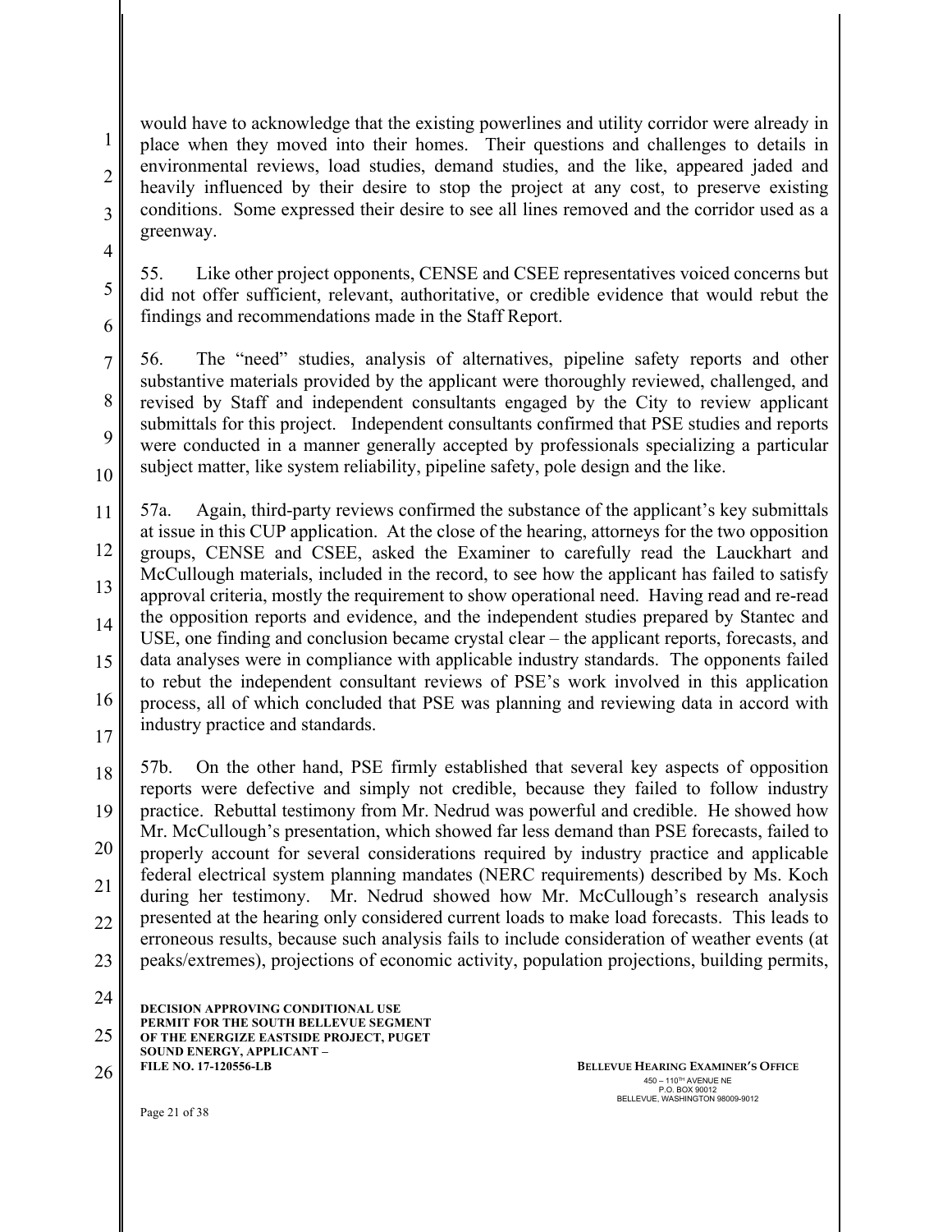would have to acknowledge that the existing powerlines and utility corridor were already in place when they moved into their homes. Their questions and challenges to details in environmental reviews, load studies, demand studies, and the like, appeared jaded and heavily influenced by their desire to stop the project at any cost, to preserve existing conditions. Some expressed their desire to see all lines removed and the corridor used as a greenway.

55. Like other project opponents, CENSE and CSEE representatives voiced concerns but did not offer sufficient, relevant, authoritative, or credible evidence that would rebut the findings and recommendations made in the Staff Report.

56. The "need" studies, analysis of alternatives, pipeline safety reports and other substantive materials provided by the applicant were thoroughly reviewed, challenged, and revised by Staff and independent consultants engaged by the City to review applicant submittals for this project. Independent consultants confirmed that PSE studies and reports were conducted in a manner generally accepted by professionals specializing a particular subject matter, like system reliability, pipeline safety, pole design and the like.

57a. Again, third-party reviews confirmed the substance of the applicant's key submittals at issue in this CUP application. At the close of the hearing, attorneys for the two opposition groups, CENSE and CSEE, asked the Examiner to carefully read the Lauckhart and McCullough materials, included in the record, to see how the applicant has failed to satisfy approval criteria, mostly the requirement to show operational need. Having read and re-read the opposition reports and evidence, and the independent studies prepared by Stantec and USE, one finding and conclusion became crystal clear – the applicant reports, forecasts, and data analyses were in compliance with applicable industry standards. The opponents failed to rebut the independent consultant reviews of PSE's work involved in this application process, all of which concluded that PSE was planning and reviewing data in accord with industry practice and standards.

57b. On the other hand, PSE firmly established that several key aspects of opposition reports were defective and simply not credible, because they failed to follow industry practice. Rebuttal testimony from Mr. Nedrud was powerful and credible. He showed how Mr. McCullough's presentation, which showed far less demand than PSE forecasts, failed to properly account for several considerations required by industry practice and applicable federal electrical system planning mandates (NERC requirements) described by Ms. Koch during her testimony. Mr. Nedrud showed how Mr. McCullough's research analysis presented at the hearing only considered current loads to make load forecasts. This leads to erroneous results, because such analysis fails to include consideration of weather events (at peaks/extremes), projections of economic activity, population projections, building permits,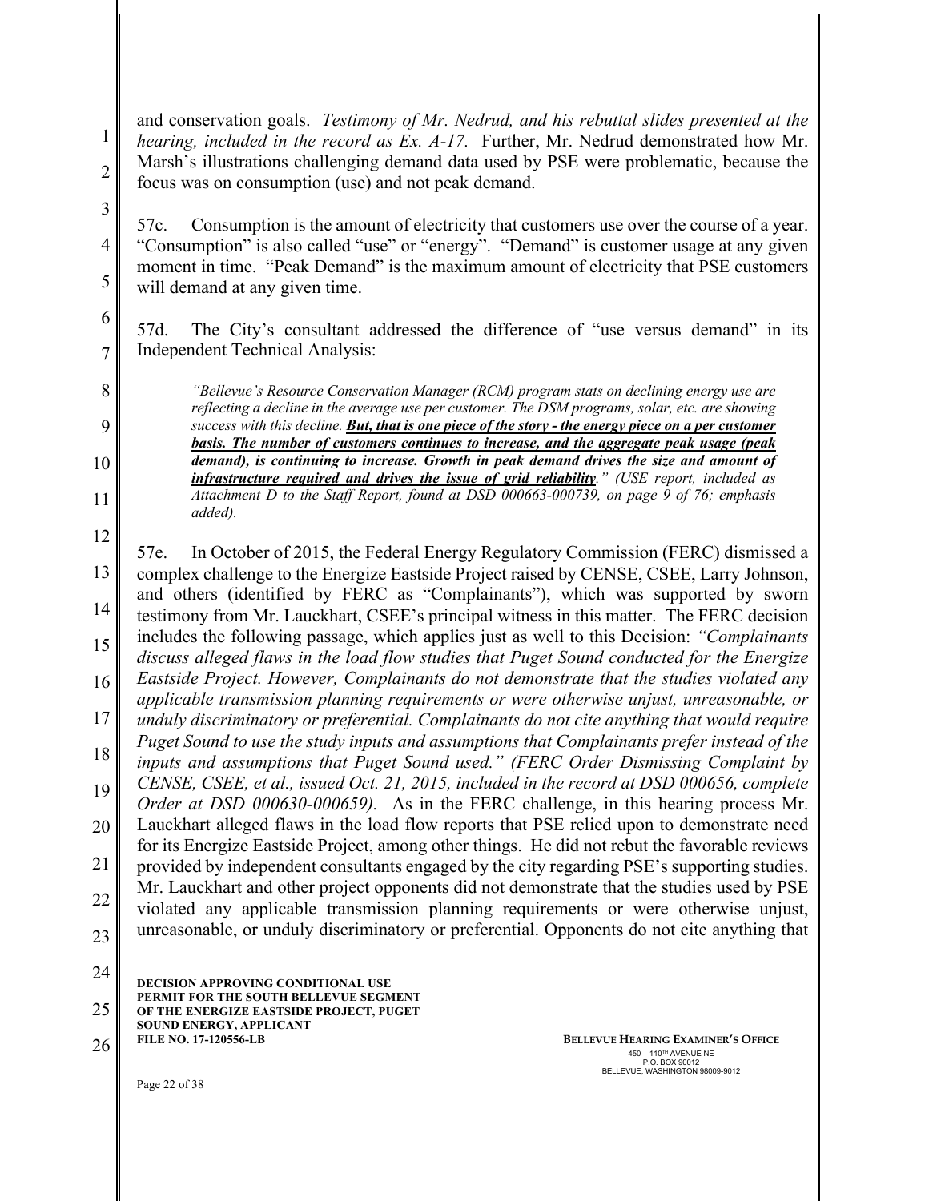and conservation goals. *Testimony of Mr. Nedrud, and his rebuttal slides presented at the hearing, included in the record as Ex. A-17.* Further, Mr. Nedrud demonstrated how Mr. Marsh's illustrations challenging demand data used by PSE were problematic, because the focus was on consumption (use) and not peak demand.

57c. Consumption is the amount of electricity that customers use over the course of a year. "Consumption" is also called "use" or "energy". "Demand" is customer usage at any given moment in time. "Peak Demand" is the maximum amount of electricity that PSE customers will demand at any given time.

57d. The City's consultant addressed the difference of "use versus demand" in its Independent Technical Analysis:

> *"Bellevue's Resource Conservation Manager (RCM) program stats on declining energy use are reflecting a decline in the average use per customer. The DSM programs, solar, etc. are showing success with this decline.* ***<u>But, that is one piece of the story - the energy piece on a per customer basis. The number of customers continues to increase, and the aggregate peak usage (peak demand), is continuing to increase. Growth in peak demand drives the size and amount of infrastructure required and drives the issue of grid reliability</u>****." (USE report, included as Attachment D to the Staff Report, found at DSD 000663-000739, on page 9 of 76; emphasis added).*

57e. In October of 2015, the Federal Energy Regulatory Commission (FERC) dismissed a complex challenge to the Energize Eastside Project raised by CENSE, CSEE, Larry Johnson, and others (identified by FERC as "Complainants"), which was supported by sworn testimony from Mr. Lauckhart, CSEE's principal witness in this matter. The FERC decision includes the following passage, which applies just as well to this Decision: *"Complainants discuss alleged flaws in the load flow studies that Puget Sound conducted for the Energize Eastside Project. However, Complainants do not demonstrate that the studies violated any applicable transmission planning requirements or were otherwise unjust, unreasonable, or unduly discriminatory or preferential. Complainants do not cite anything that would require Puget Sound to use the study inputs and assumptions that Complainants prefer instead of the inputs and assumptions that Puget Sound used." (FERC Order Dismissing Complaint by CENSE, CSEE, et al., issued Oct. 21, 2015, included in the record at DSD 000656, complete Order at DSD 000630-000659).* As in the FERC challenge, in this hearing process Mr. Lauckhart alleged flaws in the load flow reports that PSE relied upon to demonstrate need for its Energize Eastside Project, among other things. He did not rebut the favorable reviews provided by independent consultants engaged by the city regarding PSE's supporting studies. Mr. Lauckhart and other project opponents did not demonstrate that the studies used by PSE violated any applicable transmission planning requirements or were otherwise unjust, unreasonable, or unduly discriminatory or preferential. Opponents do not cite anything that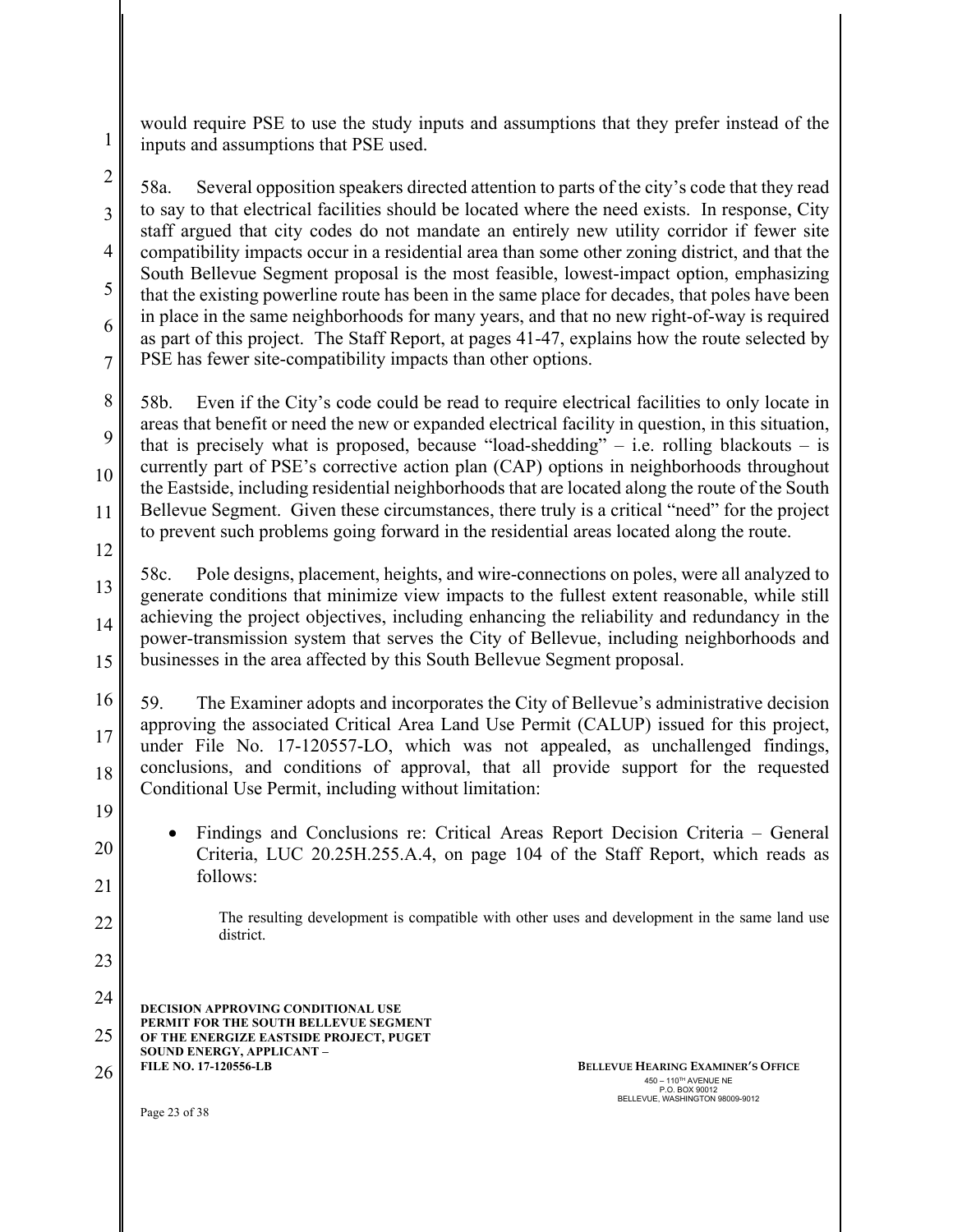would require PSE to use the study inputs and assumptions that they prefer instead of the inputs and assumptions that PSE used.

58a. Several opposition speakers directed attention to parts of the city's code that they read to say to that electrical facilities should be located where the need exists. In response, City staff argued that city codes do not mandate an entirely new utility corridor if fewer site compatibility impacts occur in a residential area than some other zoning district, and that the South Bellevue Segment proposal is the most feasible, lowest-impact option, emphasizing that the existing powerline route has been in the same place for decades, that poles have been in place in the same neighborhoods for many years, and that no new right-of-way is required as part of this project. The Staff Report, at pages 41-47, explains how the route selected by PSE has fewer site-compatibility impacts than other options.

58b. Even if the City's code could be read to require electrical facilities to only locate in areas that benefit or need the new or expanded electrical facility in question, in this situation, that is precisely what is proposed, because "load-shedding" – i.e. rolling blackouts – is currently part of PSE's corrective action plan (CAP) options in neighborhoods throughout the Eastside, including residential neighborhoods that are located along the route of the South Bellevue Segment. Given these circumstances, there truly is a critical "need" for the project to prevent such problems going forward in the residential areas located along the route.

58c. Pole designs, placement, heights, and wire-connections on poles, were all analyzed to generate conditions that minimize view impacts to the fullest extent reasonable, while still achieving the project objectives, including enhancing the reliability and redundancy in the power-transmission system that serves the City of Bellevue, including neighborhoods and businesses in the area affected by this South Bellevue Segment proposal.

59. The Examiner adopts and incorporates the City of Bellevue's administrative decision approving the associated Critical Area Land Use Permit (CALUP) issued for this project, under File No. 17-120557-LO, which was not appealed, as unchallenged findings, conclusions, and conditions of approval, that all provide support for the requested Conditional Use Permit, including without limitation:

- Findings and Conclusions re: Critical Areas Report Decision Criteria – General Criteria, LUC 20.25H.255.A.4, on page 104 of the Staff Report, which reads as follows:

> The resulting development is compatible with other uses and development in the same land use district.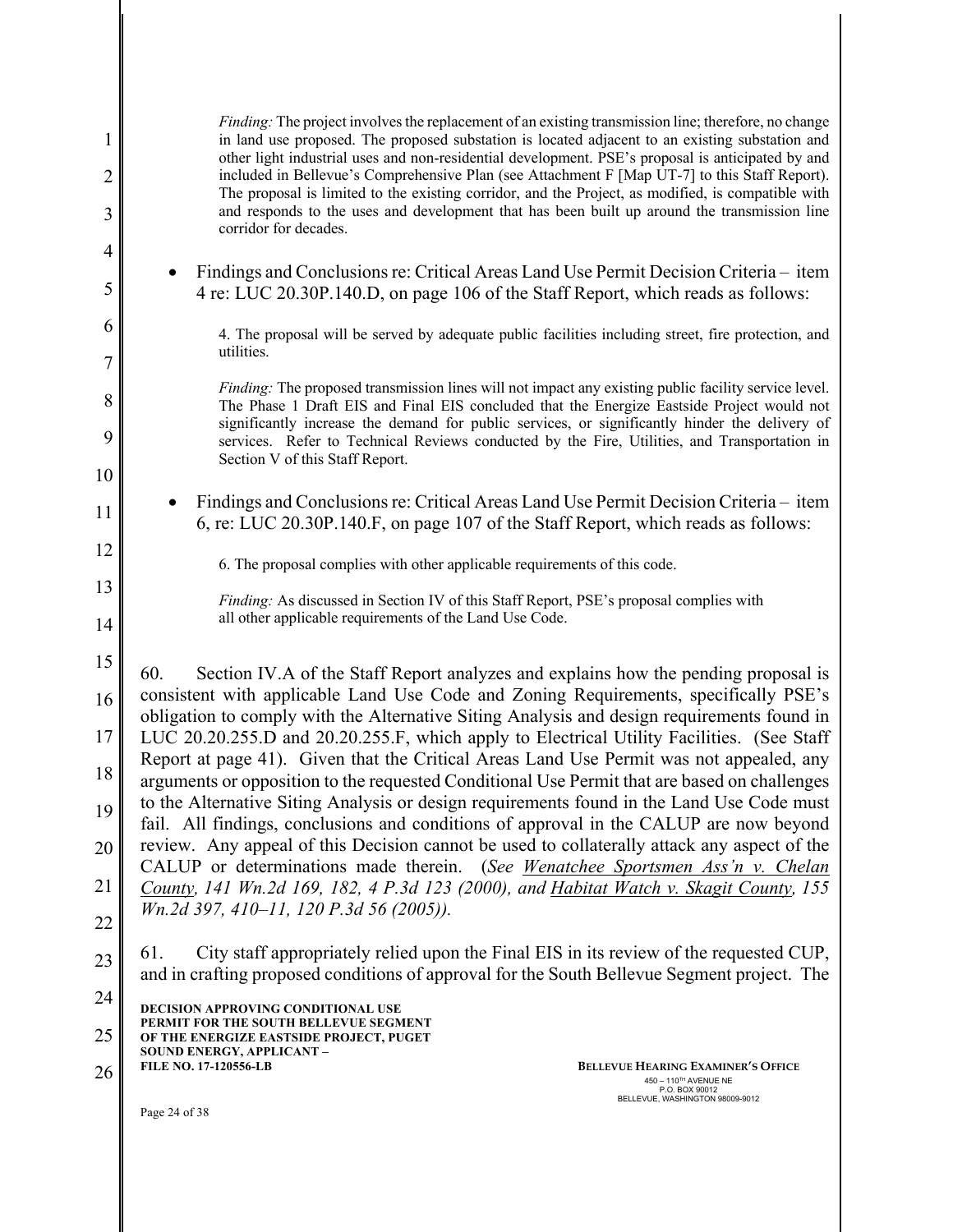> *Finding:* The project involves the replacement of an existing transmission line; therefore, no change in land use proposed. The proposed substation is located adjacent to an existing substation and other light industrial uses and non-residential development. PSE's proposal is anticipated by and included in Bellevue's Comprehensive Plan (see Attachment F [Map UT-7] to this Staff Report). The proposal is limited to the existing corridor, and the Project, as modified, is compatible with and responds to the uses and development that has been built up around the transmission line corridor for decades.

- Findings and Conclusions re: Critical Areas Land Use Permit Decision Criteria – item 4 re: LUC 20.30P.140.D, on page 106 of the Staff Report, which reads as follows:

> 4. The proposal will be served by adequate public facilities including street, fire protection, and utilities.
>
> *Finding:* The proposed transmission lines will not impact any existing public facility service level. The Phase 1 Draft EIS and Final EIS concluded that the Energize Eastside Project would not significantly increase the demand for public services, or significantly hinder the delivery of services. Refer to Technical Reviews conducted by the Fire, Utilities, and Transportation in Section V of this Staff Report.

- Findings and Conclusions re: Critical Areas Land Use Permit Decision Criteria – item 6, re: LUC 20.30P.140.F, on page 107 of the Staff Report, which reads as follows:

> 6. The proposal complies with other applicable requirements of this code.
>
> *Finding:* As discussed in Section IV of this Staff Report, PSE's proposal complies with all other applicable requirements of the Land Use Code.

60. Section IV.A of the Staff Report analyzes and explains how the pending proposal is consistent with applicable Land Use Code and Zoning Requirements, specifically PSE's obligation to comply with the Alternative Siting Analysis and design requirements found in LUC 20.20.255.D and 20.20.255.F, which apply to Electrical Utility Facilities. (See Staff Report at page 41). Given that the Critical Areas Land Use Permit was not appealed, any arguments or opposition to the requested Conditional Use Permit that are based on challenges to the Alternative Siting Analysis or design requirements found in the Land Use Code must fail. All findings, conclusions and conditions of approval in the CALUP are now beyond review. Any appeal of this Decision cannot be used to collaterally attack any aspect of the CALUP or determinations made therein. (*See Wenatchee Sportsmen Ass'n v. Chelan County, 141 Wn.2d 169, 182, 4 P.3d 123 (2000), and Habitat Watch v. Skagit County, 155 Wn.2d 397, 410–11, 120 P.3d 56 (2005)).*

61. City staff appropriately relied upon the Final EIS in its review of the requested CUP, and in crafting proposed conditions of approval for the South Bellevue Segment project. The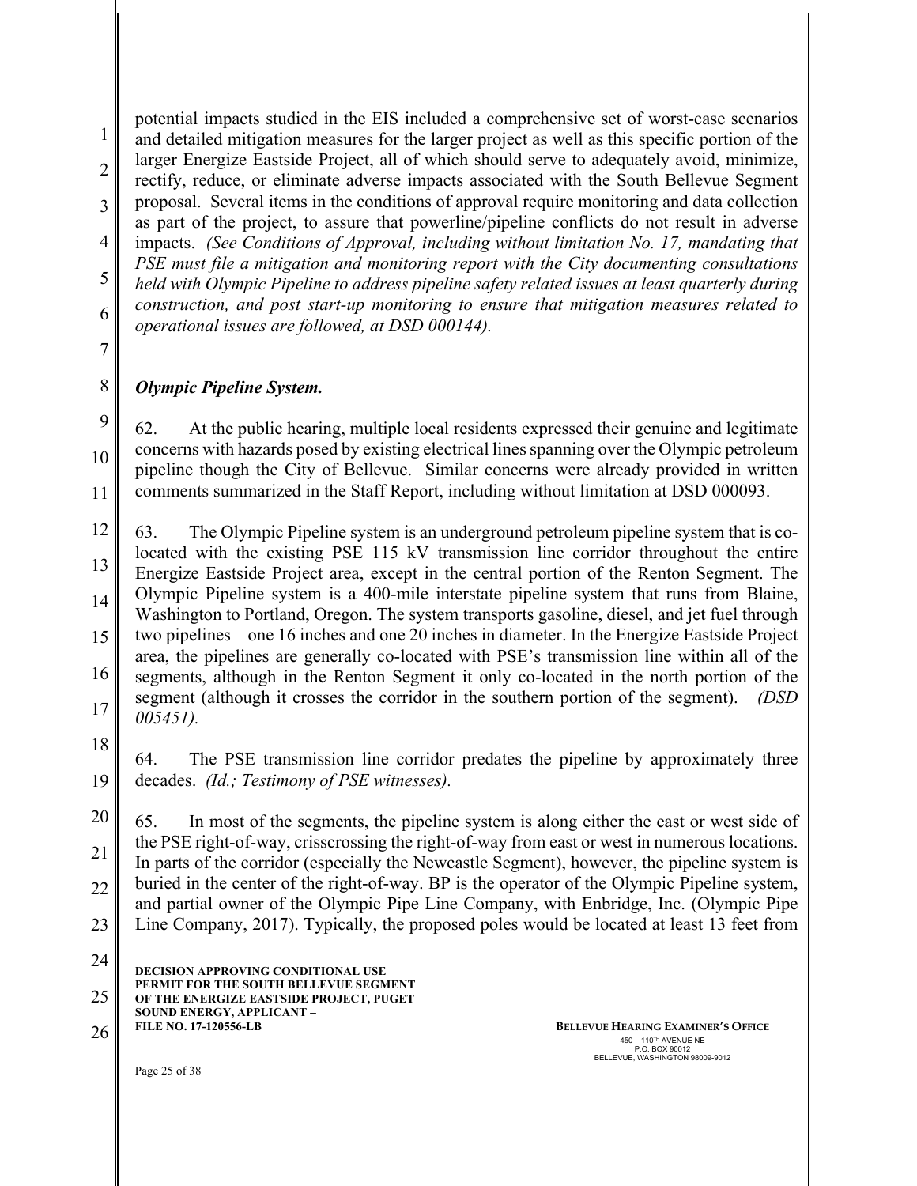potential impacts studied in the EIS included a comprehensive set of worst-case scenarios and detailed mitigation measures for the larger project as well as this specific portion of the larger Energize Eastside Project, all of which should serve to adequately avoid, minimize, rectify, reduce, or eliminate adverse impacts associated with the South Bellevue Segment proposal. Several items in the conditions of approval require monitoring and data collection as part of the project, to assure that powerline/pipeline conflicts do not result in adverse impacts. *(See Conditions of Approval, including without limitation No. 17, mandating that PSE must file a mitigation and monitoring report with the City documenting consultations held with Olympic Pipeline to address pipeline safety related issues at least quarterly during construction, and post start-up monitoring to ensure that mitigation measures related to operational issues are followed, at DSD 000144).*

***Olympic Pipeline System.***

62. At the public hearing, multiple local residents expressed their genuine and legitimate concerns with hazards posed by existing electrical lines spanning over the Olympic petroleum pipeline though the City of Bellevue. Similar concerns were already provided in written comments summarized in the Staff Report, including without limitation at DSD 000093.

63. The Olympic Pipeline system is an underground petroleum pipeline system that is co-located with the existing PSE 115 kV transmission line corridor throughout the entire Energize Eastside Project area, except in the central portion of the Renton Segment. The Olympic Pipeline system is a 400-mile interstate pipeline system that runs from Blaine, Washington to Portland, Oregon. The system transports gasoline, diesel, and jet fuel through two pipelines – one 16 inches and one 20 inches in diameter. In the Energize Eastside Project area, the pipelines are generally co-located with PSE's transmission line within all of the segments, although in the Renton Segment it only co-located in the north portion of the segment (although it crosses the corridor in the southern portion of the segment). *(DSD 005451).*

64. The PSE transmission line corridor predates the pipeline by approximately three decades. *(Id.; Testimony of PSE witnesses).*

65. In most of the segments, the pipeline system is along either the east or west side of the PSE right-of-way, crisscrossing the right-of-way from east or west in numerous locations. In parts of the corridor (especially the Newcastle Segment), however, the pipeline system is buried in the center of the right-of-way. BP is the operator of the Olympic Pipeline system, and partial owner of the Olympic Pipe Line Company, with Enbridge, Inc. (Olympic Pipe Line Company, 2017). Typically, the proposed poles would be located at least 13 feet from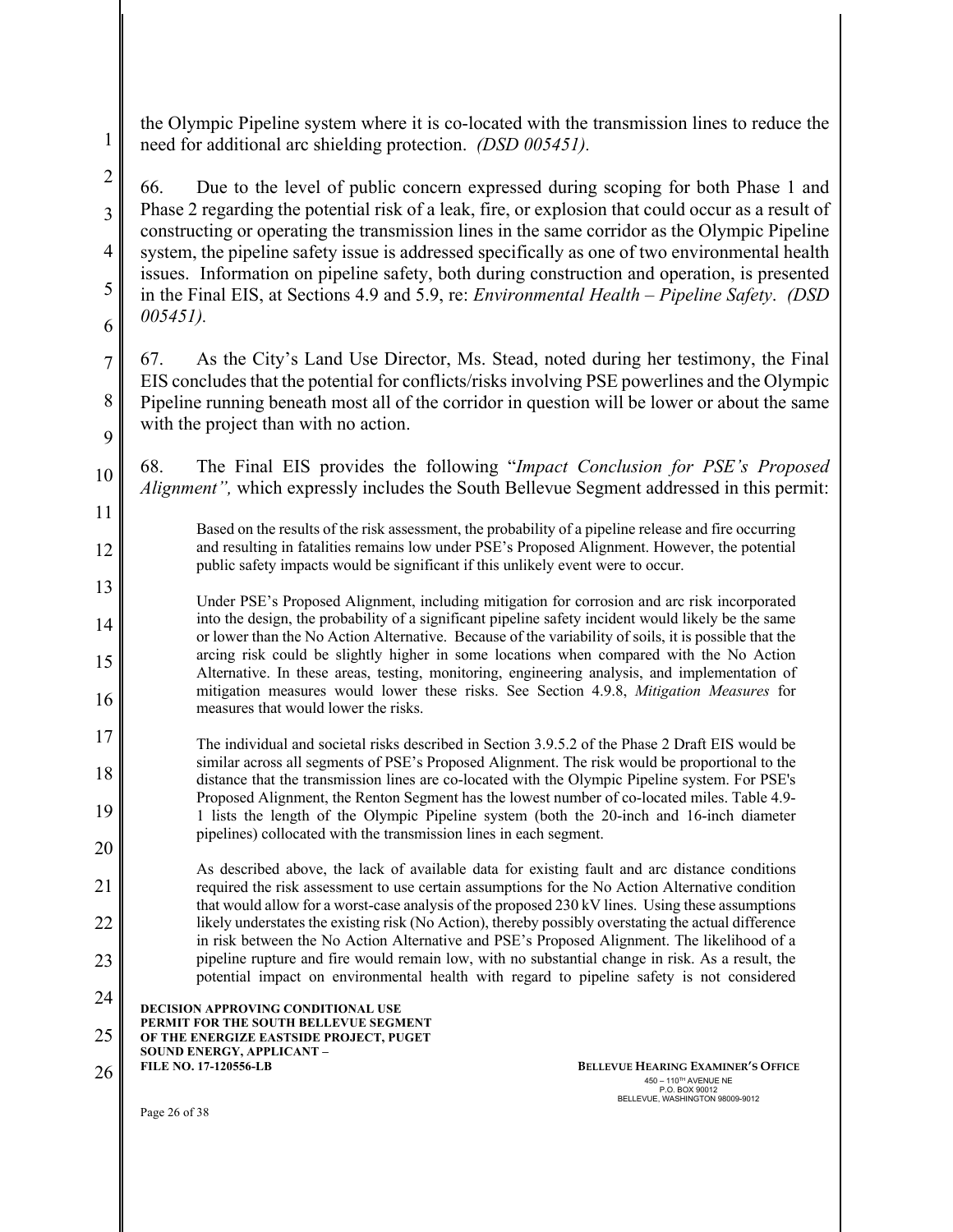the Olympic Pipeline system where it is co-located with the transmission lines to reduce the need for additional arc shielding protection. *(DSD 005451).*

66. Due to the level of public concern expressed during scoping for both Phase 1 and Phase 2 regarding the potential risk of a leak, fire, or explosion that could occur as a result of constructing or operating the transmission lines in the same corridor as the Olympic Pipeline system, the pipeline safety issue is addressed specifically as one of two environmental health issues. Information on pipeline safety, both during construction and operation, is presented in the Final EIS, at Sections 4.9 and 5.9, re: *Environmental Health – Pipeline Safety*. *(DSD 005451).*

67. As the City's Land Use Director, Ms. Stead, noted during her testimony, the Final EIS concludes that the potential for conflicts/risks involving PSE powerlines and the Olympic Pipeline running beneath most all of the corridor in question will be lower or about the same with the project than with no action.

68. The Final EIS provides the following "*Impact Conclusion for PSE's Proposed Alignment",* which expressly includes the South Bellevue Segment addressed in this permit:

> Based on the results of the risk assessment, the probability of a pipeline release and fire occurring and resulting in fatalities remains low under PSE's Proposed Alignment. However, the potential public safety impacts would be significant if this unlikely event were to occur.
>
> Under PSE's Proposed Alignment, including mitigation for corrosion and arc risk incorporated into the design, the probability of a significant pipeline safety incident would likely be the same or lower than the No Action Alternative. Because of the variability of soils, it is possible that the arcing risk could be slightly higher in some locations when compared with the No Action Alternative. In these areas, testing, monitoring, engineering analysis, and implementation of mitigation measures would lower these risks. See Section 4.9.8, *Mitigation Measures* for measures that would lower the risks.
>
> The individual and societal risks described in Section 3.9.5.2 of the Phase 2 Draft EIS would be similar across all segments of PSE's Proposed Alignment. The risk would be proportional to the distance that the transmission lines are co-located with the Olympic Pipeline system. For PSE's Proposed Alignment, the Renton Segment has the lowest number of co-located miles. Table 4.9-1 lists the length of the Olympic Pipeline system (both the 20-inch and 16-inch diameter pipelines) collocated with the transmission lines in each segment.
>
> As described above, the lack of available data for existing fault and arc distance conditions required the risk assessment to use certain assumptions for the No Action Alternative condition that would allow for a worst-case analysis of the proposed 230 kV lines. Using these assumptions likely understates the existing risk (No Action), thereby possibly overstating the actual difference in risk between the No Action Alternative and PSE's Proposed Alignment. The likelihood of a pipeline rupture and fire would remain low, with no substantial change in risk. As a result, the potential impact on environmental health with regard to pipeline safety is not considered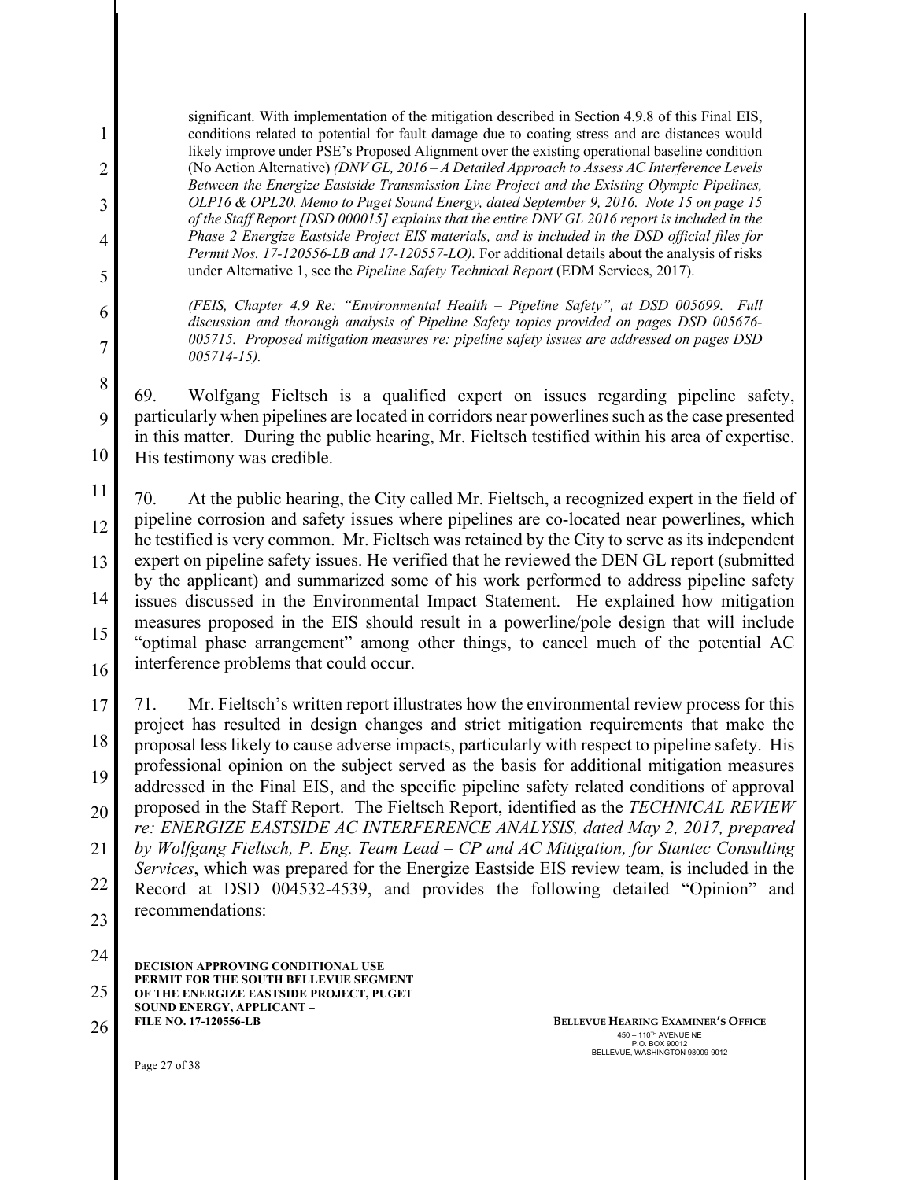> significant. With implementation of the mitigation described in Section 4.9.8 of this Final EIS, conditions related to potential for fault damage due to coating stress and arc distances would likely improve under PSE's Proposed Alignment over the existing operational baseline condition (No Action Alternative) *(DNV GL, 2016 – A Detailed Approach to Assess AC Interference Levels Between the Energize Eastside Transmission Line Project and the Existing Olympic Pipelines, OLP16 & OPL20. Memo to Puget Sound Energy, dated September 9, 2016. Note 15 on page 15 of the Staff Report [DSD 000015] explains that the entire DNV GL 2016 report is included in the Phase 2 Energize Eastside Project EIS materials, and is included in the DSD official files for Permit Nos. 17-120556-LB and 17-120557-LO).* For additional details about the analysis of risks under Alternative 1, see the *Pipeline Safety Technical Report* (EDM Services, 2017).
>
> *(FEIS, Chapter 4.9 Re: "Environmental Health – Pipeline Safety", at DSD 005699. Full discussion and thorough analysis of Pipeline Safety topics provided on pages DSD 005676-005715. Proposed mitigation measures re: pipeline safety issues are addressed on pages DSD 005714-15).*

69. Wolfgang Fieltsch is a qualified expert on issues regarding pipeline safety, particularly when pipelines are located in corridors near powerlines such as the case presented in this matter. During the public hearing, Mr. Fieltsch testified within his area of expertise. His testimony was credible.

70. At the public hearing, the City called Mr. Fieltsch, a recognized expert in the field of pipeline corrosion and safety issues where pipelines are co-located near powerlines, which he testified is very common. Mr. Fieltsch was retained by the City to serve as its independent expert on pipeline safety issues. He verified that he reviewed the DEN GL report (submitted by the applicant) and summarized some of his work performed to address pipeline safety issues discussed in the Environmental Impact Statement. He explained how mitigation measures proposed in the EIS should result in a powerline/pole design that will include "optimal phase arrangement" among other things, to cancel much of the potential AC interference problems that could occur.

71. Mr. Fieltsch's written report illustrates how the environmental review process for this project has resulted in design changes and strict mitigation requirements that make the proposal less likely to cause adverse impacts, particularly with respect to pipeline safety. His professional opinion on the subject served as the basis for additional mitigation measures addressed in the Final EIS, and the specific pipeline safety related conditions of approval proposed in the Staff Report. The Fieltsch Report, identified as the *TECHNICAL REVIEW re: ENERGIZE EASTSIDE AC INTERFERENCE ANALYSIS, dated May 2, 2017, prepared by Wolfgang Fieltsch, P. Eng. Team Lead – CP and AC Mitigation, for Stantec Consulting Services*, which was prepared for the Energize Eastside EIS review team, is included in the Record at DSD 004532-4539, and provides the following detailed "Opinion" and recommendations: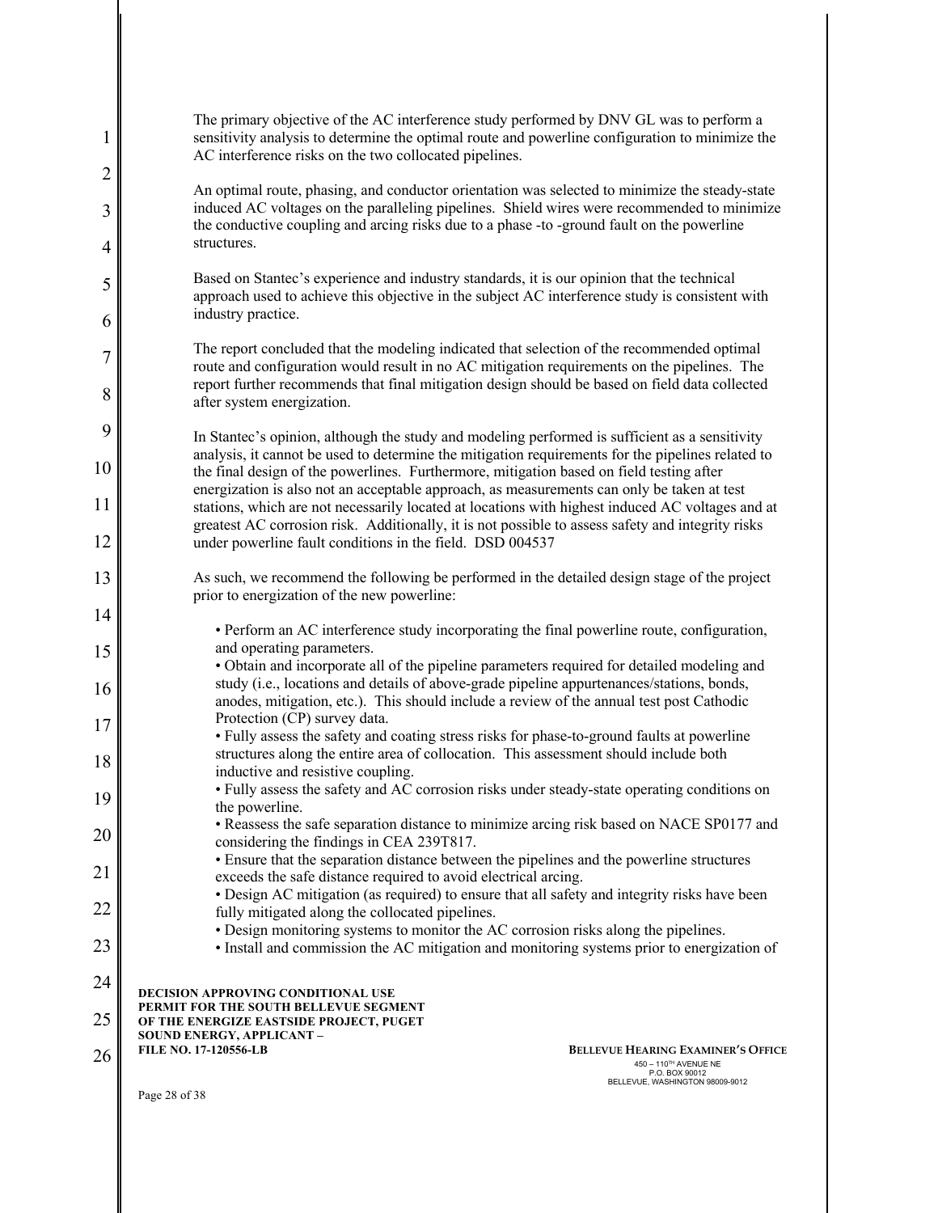The primary objective of the AC interference study performed by DNV GL was to perform a sensitivity analysis to determine the optimal route and powerline configuration to minimize the AC interference risks on the two collocated pipelines.

An optimal route, phasing, and conductor orientation was selected to minimize the steady-state induced AC voltages on the paralleling pipelines. Shield wires were recommended to minimize the conductive coupling and arcing risks due to a phase -to -ground fault on the powerline structures.

Based on Stantec's experience and industry standards, it is our opinion that the technical approach used to achieve this objective in the subject AC interference study is consistent with industry practice.

The report concluded that the modeling indicated that selection of the recommended optimal route and configuration would result in no AC mitigation requirements on the pipelines. The report further recommends that final mitigation design should be based on field data collected after system energization.

In Stantec's opinion, although the study and modeling performed is sufficient as a sensitivity analysis, it cannot be used to determine the mitigation requirements for the pipelines related to the final design of the powerlines. Furthermore, mitigation based on field testing after energization is also not an acceptable approach, as measurements can only be taken at test stations, which are not necessarily located at locations with highest induced AC voltages and at greatest AC corrosion risk. Additionally, it is not possible to assess safety and integrity risks under powerline fault conditions in the field. DSD 004537

As such, we recommend the following be performed in the detailed design stage of the project prior to energization of the new powerline:

- Perform an AC interference study incorporating the final powerline route, configuration, and operating parameters.
- Obtain and incorporate all of the pipeline parameters required for detailed modeling and study (i.e., locations and details of above-grade pipeline appurtenances/stations, bonds, anodes, mitigation, etc.). This should include a review of the annual test post Cathodic Protection (CP) survey data.
- Fully assess the safety and coating stress risks for phase-to-ground faults at powerline structures along the entire area of collocation. This assessment should include both inductive and resistive coupling.
- Fully assess the safety and AC corrosion risks under steady-state operating conditions on the powerline.
- Reassess the safe separation distance to minimize arcing risk based on NACE SP0177 and considering the findings in CEA 239T817.
- Ensure that the separation distance between the pipelines and the powerline structures exceeds the safe distance required to avoid electrical arcing.
- Design AC mitigation (as required) to ensure that all safety and integrity risks have been fully mitigated along the collocated pipelines.
- Design monitoring systems to monitor the AC corrosion risks along the pipelines.
- Install and commission the AC mitigation and monitoring systems prior to energization of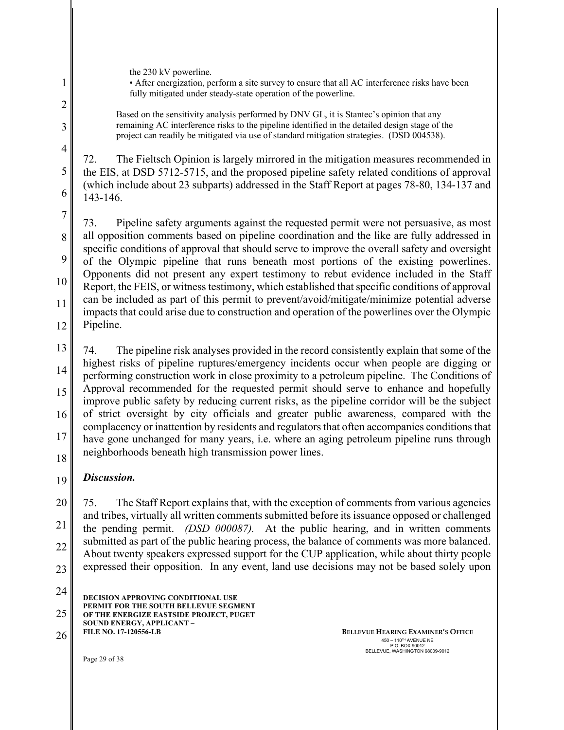> the 230 kV powerline.
> • After energization, perform a site survey to ensure that all AC interference risks have been fully mitigated under steady-state operation of the powerline.
>
> Based on the sensitivity analysis performed by DNV GL, it is Stantec's opinion that any remaining AC interference risks to the pipeline identified in the detailed design stage of the project can readily be mitigated via use of standard mitigation strategies. (DSD 004538).

72. The Fieltsch Opinion is largely mirrored in the mitigation measures recommended in the EIS, at DSD 5712-5715, and the proposed pipeline safety related conditions of approval (which include about 23 subparts) addressed in the Staff Report at pages 78-80, 134-137 and 143-146.

73. Pipeline safety arguments against the requested permit were not persuasive, as most all opposition comments based on pipeline coordination and the like are fully addressed in specific conditions of approval that should serve to improve the overall safety and oversight of the Olympic pipeline that runs beneath most portions of the existing powerlines. Opponents did not present any expert testimony to rebut evidence included in the Staff Report, the FEIS, or witness testimony, which established that specific conditions of approval can be included as part of this permit to prevent/avoid/mitigate/minimize potential adverse impacts that could arise due to construction and operation of the powerlines over the Olympic Pipeline.

74. The pipeline risk analyses provided in the record consistently explain that some of the highest risks of pipeline ruptures/emergency incidents occur when people are digging or performing construction work in close proximity to a petroleum pipeline. The Conditions of Approval recommended for the requested permit should serve to enhance and hopefully improve public safety by reducing current risks, as the pipeline corridor will be the subject of strict oversight by city officials and greater public awareness, compared with the complacency or inattention by residents and regulators that often accompanies conditions that have gone unchanged for many years, i.e. where an aging petroleum pipeline runs through neighborhoods beneath high transmission power lines.

***Discussion.***

75. The Staff Report explains that, with the exception of comments from various agencies and tribes, virtually all written comments submitted before its issuance opposed or challenged the pending permit. *(DSD 000087).* At the public hearing, and in written comments submitted as part of the public hearing process, the balance of comments was more balanced. About twenty speakers expressed support for the CUP application, while about thirty people expressed their opposition. In any event, land use decisions may not be based solely upon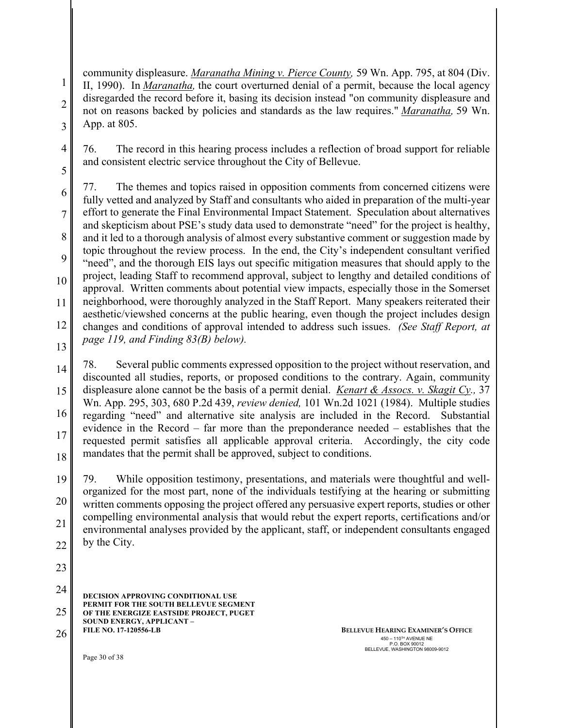community displeasure. _Maranatha Mining v. Pierce County,_ 59 Wn. App. 795, at 804 (Div. II, 1990). In _Maranatha,_ the court overturned denial of a permit, because the local agency disregarded the record before it, basing its decision instead "on community displeasure and not on reasons backed by policies and standards as the law requires." _Maranatha,_ 59 Wn. App. at 805.

76. The record in this hearing process includes a reflection of broad support for reliable and consistent electric service throughout the City of Bellevue.

77. The themes and topics raised in opposition comments from concerned citizens were fully vetted and analyzed by Staff and consultants who aided in preparation of the multi-year effort to generate the Final Environmental Impact Statement. Speculation about alternatives and skepticism about PSE's study data used to demonstrate "need" for the project is healthy, and it led to a thorough analysis of almost every substantive comment or suggestion made by topic throughout the review process. In the end, the City's independent consultant verified "need", and the thorough EIS lays out specific mitigation measures that should apply to the project, leading Staff to recommend approval, subject to lengthy and detailed conditions of approval. Written comments about potential view impacts, especially those in the Somerset neighborhood, were thoroughly analyzed in the Staff Report. Many speakers reiterated their aesthetic/viewshed concerns at the public hearing, even though the project includes design changes and conditions of approval intended to address such issues. *(See Staff Report, at page 119, and Finding 83(B) below).*

78. Several public comments expressed opposition to the project without reservation, and discounted all studies, reports, or proposed conditions to the contrary. Again, community displeasure alone cannot be the basis of a permit denial. _Kenart & Assocs. v. Skagit Cy.,_ 37 Wn. App. 295, 303, 680 P.2d 439, *review denied,* 101 Wn.2d 1021 (1984). Multiple studies regarding "need" and alternative site analysis are included in the Record. Substantial evidence in the Record – far more than the preponderance needed – establishes that the requested permit satisfies all applicable approval criteria. Accordingly, the city code mandates that the permit shall be approved, subject to conditions.

79. While opposition testimony, presentations, and materials were thoughtful and well-organized for the most part, none of the individuals testifying at the hearing or submitting written comments opposing the project offered any persuasive expert reports, studies or other compelling environmental analysis that would rebut the expert reports, certifications and/or environmental analyses provided by the applicant, staff, or independent consultants engaged by the City.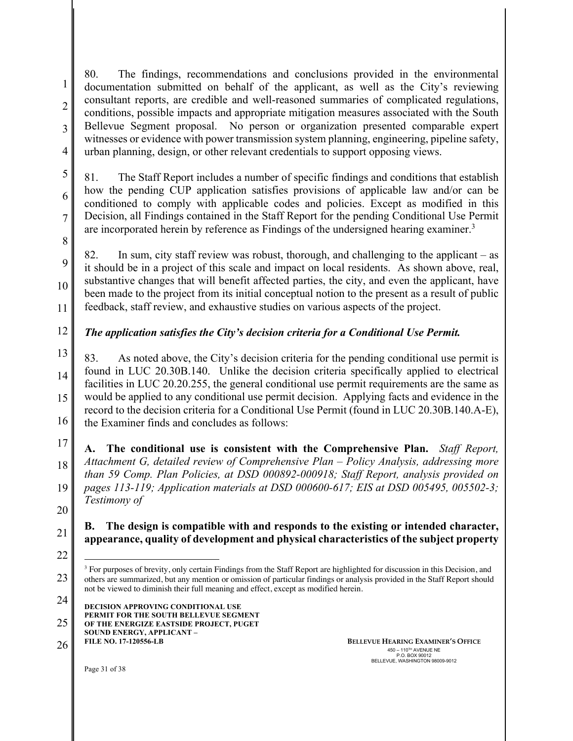80. The findings, recommendations and conclusions provided in the environmental documentation submitted on behalf of the applicant, as well as the City's reviewing consultant reports, are credible and well-reasoned summaries of complicated regulations, conditions, possible impacts and appropriate mitigation measures associated with the South Bellevue Segment proposal. No person or organization presented comparable expert witnesses or evidence with power transmission system planning, engineering, pipeline safety, urban planning, design, or other relevant credentials to support opposing views.

81. The Staff Report includes a number of specific findings and conditions that establish how the pending CUP application satisfies provisions of applicable law and/or can be conditioned to comply with applicable codes and policies. Except as modified in this Decision, all Findings contained in the Staff Report for the pending Conditional Use Permit are incorporated herein by reference as Findings of the undersigned hearing examiner.[3]

82. In sum, city staff review was robust, thorough, and challenging to the applicant – as it should be in a project of this scale and impact on local residents. As shown above, real, substantive changes that will benefit affected parties, the city, and even the applicant, have been made to the project from its initial conceptual notion to the present as a result of public feedback, staff review, and exhaustive studies on various aspects of the project.

***The application satisfies the City's decision criteria for a Conditional Use Permit.***

83. As noted above, the City's decision criteria for the pending conditional use permit is found in LUC 20.30B.140. Unlike the decision criteria specifically applied to electrical facilities in LUC 20.20.255, the general conditional use permit requirements are the same as would be applied to any conditional use permit decision. Applying facts and evidence in the record to the decision criteria for a Conditional Use Permit (found in LUC 20.30B.140.A-E), the Examiner finds and concludes as follows:

**A. The conditional use is consistent with the Comprehensive Plan.** *Staff Report, Attachment G, detailed review of Comprehensive Plan – Policy Analysis, addressing more than 59 Comp. Plan Policies, at DSD 000892-000918; Staff Report, analysis provided on pages 113-119; Application materials at DSD 000600-617; EIS at DSD 005495, 005502-3; Testimony of*

**B. The design is compatible with and responds to the existing or intended character, appearance, quality of development and physical characteristics of the subject property**

[3] For purposes of brevity, only certain Findings from the Staff Report are highlighted for discussion in this Decision, and others are summarized, but any mention or omission of particular findings or analysis provided in the Staff Report should not be viewed to diminish their full meaning and effect, except as modified herein.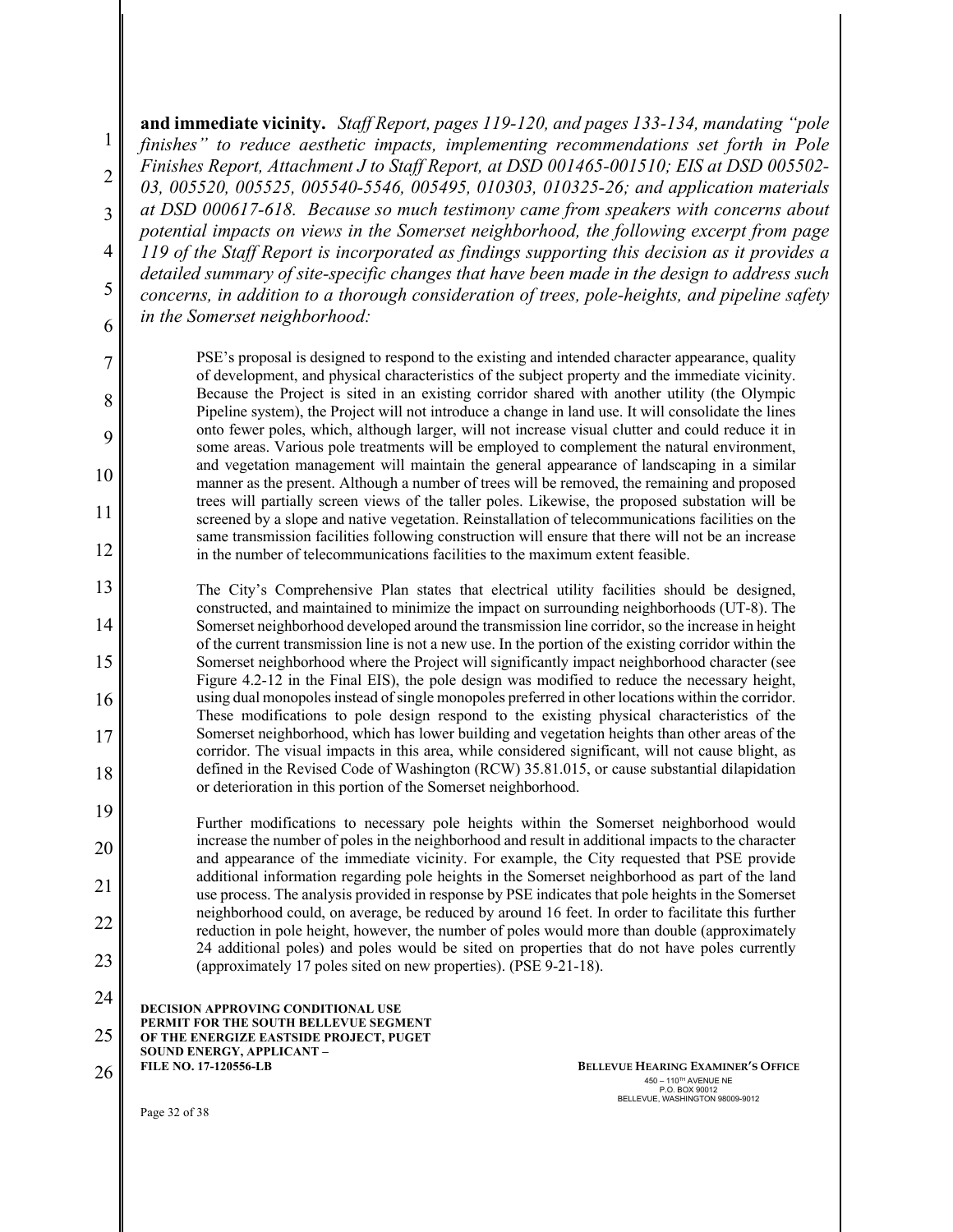**and immediate vicinity.** *Staff Report, pages 119-120, and pages 133-134, mandating "pole finishes" to reduce aesthetic impacts, implementing recommendations set forth in Pole Finishes Report, Attachment J to Staff Report, at DSD 001465-001510; EIS at DSD 005502-03, 005520, 005525, 005540-5546, 005495, 010303, 010325-26; and application materials at DSD 000617-618. Because so much testimony came from speakers with concerns about potential impacts on views in the Somerset neighborhood, the following excerpt from page 119 of the Staff Report is incorporated as findings supporting this decision as it provides a detailed summary of site-specific changes that have been made in the design to address such concerns, in addition to a thorough consideration of trees, pole-heights, and pipeline safety in the Somerset neighborhood:*

> PSE's proposal is designed to respond to the existing and intended character appearance, quality of development, and physical characteristics of the subject property and the immediate vicinity. Because the Project is sited in an existing corridor shared with another utility (the Olympic Pipeline system), the Project will not introduce a change in land use. It will consolidate the lines onto fewer poles, which, although larger, will not increase visual clutter and could reduce it in some areas. Various pole treatments will be employed to complement the natural environment, and vegetation management will maintain the general appearance of landscaping in a similar manner as the present. Although a number of trees will be removed, the remaining and proposed trees will partially screen views of the taller poles. Likewise, the proposed substation will be screened by a slope and native vegetation. Reinstallation of telecommunications facilities on the same transmission facilities following construction will ensure that there will not be an increase in the number of telecommunications facilities to the maximum extent feasible.
>
> The City's Comprehensive Plan states that electrical utility facilities should be designed, constructed, and maintained to minimize the impact on surrounding neighborhoods (UT-8). The Somerset neighborhood developed around the transmission line corridor, so the increase in height of the current transmission line is not a new use. In the portion of the existing corridor within the Somerset neighborhood where the Project will significantly impact neighborhood character (see Figure 4.2-12 in the Final EIS), the pole design was modified to reduce the necessary height, using dual monopoles instead of single monopoles preferred in other locations within the corridor. These modifications to pole design respond to the existing physical characteristics of the Somerset neighborhood, which has lower building and vegetation heights than other areas of the corridor. The visual impacts in this area, while considered significant, will not cause blight, as defined in the Revised Code of Washington (RCW) 35.81.015, or cause substantial dilapidation or deterioration in this portion of the Somerset neighborhood.
>
> Further modifications to necessary pole heights within the Somerset neighborhood would increase the number of poles in the neighborhood and result in additional impacts to the character and appearance of the immediate vicinity. For example, the City requested that PSE provide additional information regarding pole heights in the Somerset neighborhood as part of the land use process. The analysis provided in response by PSE indicates that pole heights in the Somerset neighborhood could, on average, be reduced by around 16 feet. In order to facilitate this further reduction in pole height, however, the number of poles would more than double (approximately 24 additional poles) and poles would be sited on properties that do not have poles currently (approximately 17 poles sited on new properties). (PSE 9-21-18).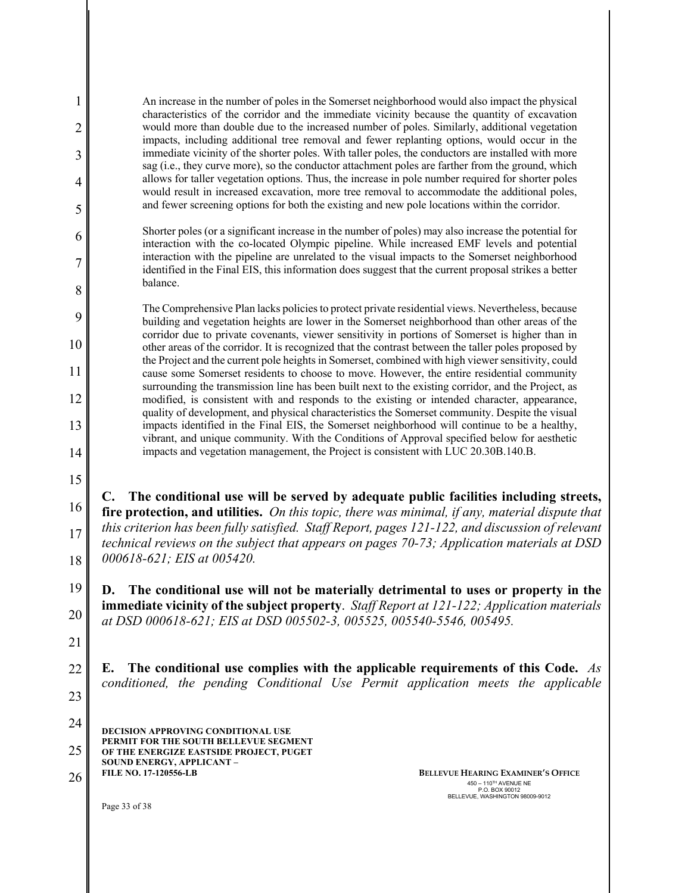An increase in the number of poles in the Somerset neighborhood would also impact the physical characteristics of the corridor and the immediate vicinity because the quantity of excavation would more than double due to the increased number of poles. Similarly, additional vegetation impacts, including additional tree removal and fewer replanting options, would occur in the immediate vicinity of the shorter poles. With taller poles, the conductors are installed with more sag (i.e., they curve more), so the conductor attachment poles are farther from the ground, which allows for taller vegetation options. Thus, the increase in pole number required for shorter poles would result in increased excavation, more tree removal to accommodate the additional poles, and fewer screening options for both the existing and new pole locations within the corridor.

Shorter poles (or a significant increase in the number of poles) may also increase the potential for interaction with the co-located Olympic pipeline. While increased EMF levels and potential interaction with the pipeline are unrelated to the visual impacts to the Somerset neighborhood identified in the Final EIS, this information does suggest that the current proposal strikes a better balance.

The Comprehensive Plan lacks policies to protect private residential views. Nevertheless, because building and vegetation heights are lower in the Somerset neighborhood than other areas of the corridor due to private covenants, viewer sensitivity in portions of Somerset is higher than in other areas of the corridor. It is recognized that the contrast between the taller poles proposed by the Project and the current pole heights in Somerset, combined with high viewer sensitivity, could cause some Somerset residents to choose to move. However, the entire residential community surrounding the transmission line has been built next to the existing corridor, and the Project, as modified, is consistent with and responds to the existing or intended character, appearance, quality of development, and physical characteristics the Somerset community. Despite the visual impacts identified in the Final EIS, the Somerset neighborhood will continue to be a healthy, vibrant, and unique community. With the Conditions of Approval specified below for aesthetic impacts and vegetation management, the Project is consistent with LUC 20.30B.140.B.

**C. The conditional use will be served by adequate public facilities including streets, fire protection, and utilities.** *On this topic, there was minimal, if any, material dispute that this criterion has been fully satisfied. Staff Report, pages 121-122, and discussion of relevant technical reviews on the subject that appears on pages 70-73; Application materials at DSD 000618-621; EIS at 005420.*

**D. The conditional use will not be materially detrimental to uses or property in the immediate vicinity of the subject property**. *Staff Report at 121-122; Application materials at DSD 000618-621; EIS at DSD 005502-3, 005525, 005540-5546, 005495.*

**E. The conditional use complies with the applicable requirements of this Code.** *As conditioned, the pending Conditional Use Permit application meets the applicable*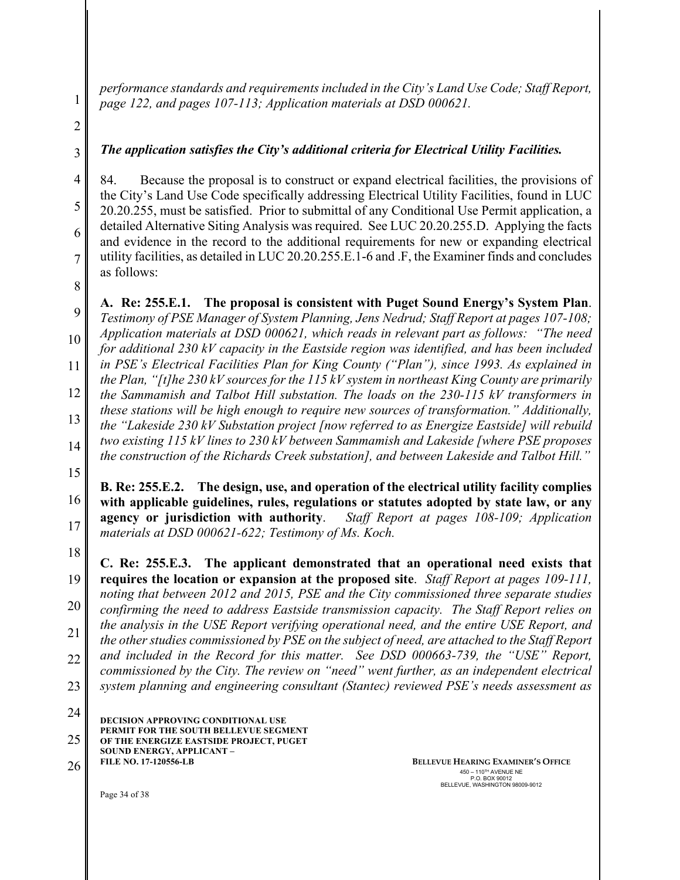*performance standards and requirements included in the City's Land Use Code; Staff Report, page 122, and pages 107-113; Application materials at DSD 000621.*

***The application satisfies the City's additional criteria for Electrical Utility Facilities.***

84. Because the proposal is to construct or expand electrical facilities, the provisions of the City's Land Use Code specifically addressing Electrical Utility Facilities, found in LUC 20.20.255, must be satisfied. Prior to submittal of any Conditional Use Permit application, a detailed Alternative Siting Analysis was required. See LUC 20.20.255.D. Applying the facts and evidence in the record to the additional requirements for new or expanding electrical utility facilities, as detailed in LUC 20.20.255.E.1-6 and .F, the Examiner finds and concludes as follows:

**A. Re: 255.E.1. The proposal is consistent with Puget Sound Energy's System Plan**. *Testimony of PSE Manager of System Planning, Jens Nedrud; Staff Report at pages 107-108; Application materials at DSD 000621, which reads in relevant part as follows: "The need for additional 230 kV capacity in the Eastside region was identified, and has been included in PSE's Electrical Facilities Plan for King County ("Plan"), since 1993. As explained in the Plan, "[t]he 230 kV sources for the 115 kV system in northeast King County are primarily the Sammamish and Talbot Hill substation. The loads on the 230-115 kV transformers in these stations will be high enough to require new sources of transformation." Additionally, the "Lakeside 230 kV Substation project [now referred to as Energize Eastside] will rebuild two existing 115 kV lines to 230 kV between Sammamish and Lakeside [where PSE proposes the construction of the Richards Creek substation], and between Lakeside and Talbot Hill."*

**B. Re: 255.E.2. The design, use, and operation of the electrical utility facility complies with applicable guidelines, rules, regulations or statutes adopted by state law, or any agency or jurisdiction with authority**. *Staff Report at pages 108-109; Application materials at DSD 000621-622; Testimony of Ms. Koch.*

**C. Re: 255.E.3. The applicant demonstrated that an operational need exists that requires the location or expansion at the proposed site**. *Staff Report at pages 109-111, noting that between 2012 and 2015, PSE and the City commissioned three separate studies confirming the need to address Eastside transmission capacity. The Staff Report relies on the analysis in the USE Report verifying operational need, and the entire USE Report, and the other studies commissioned by PSE on the subject of need, are attached to the Staff Report and included in the Record for this matter. See DSD 000663-739, the "USE" Report, commissioned by the City. The review on "need" went further, as an independent electrical system planning and engineering consultant (Stantec) reviewed PSE's needs assessment as*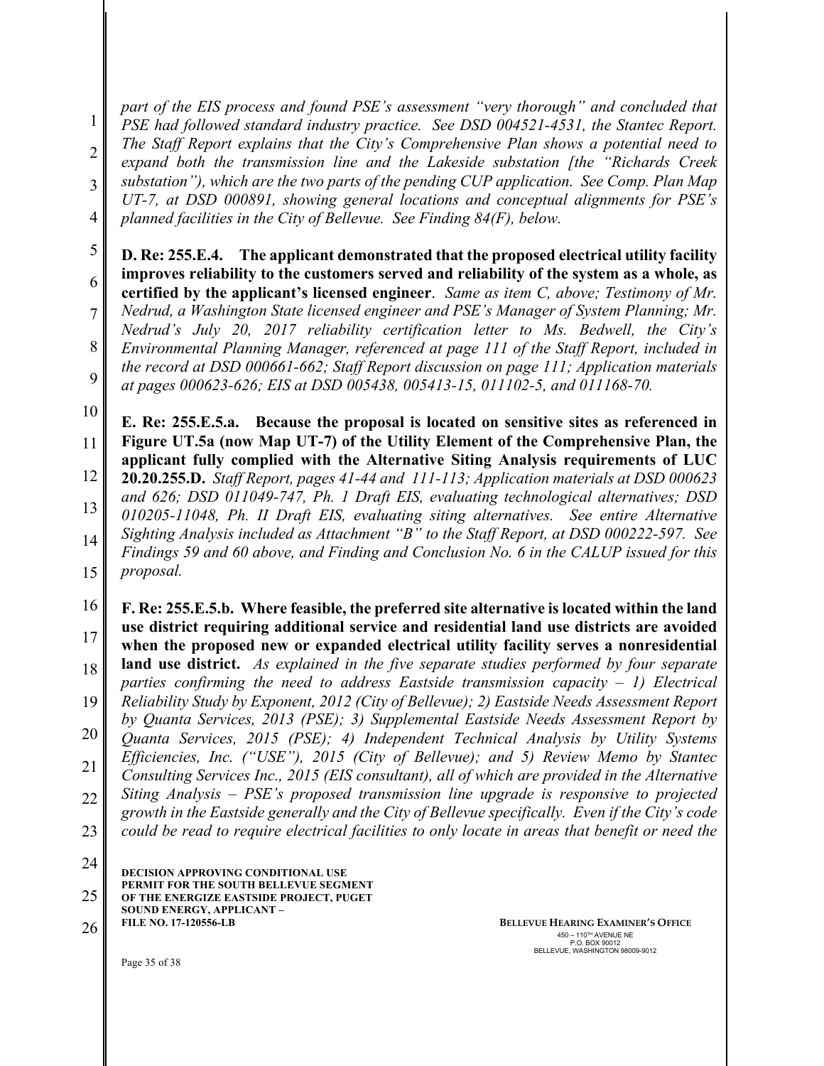*part of the EIS process and found PSE's assessment "very thorough" and concluded that PSE had followed standard industry practice. See DSD 004521-4531, the Stantec Report. The Staff Report explains that the City's Comprehensive Plan shows a potential need to expand both the transmission line and the Lakeside substation [the "Richards Creek substation"), which are the two parts of the pending CUP application. See Comp. Plan Map UT-7, at DSD 000891, showing general locations and conceptual alignments for PSE's planned facilities in the City of Bellevue. See Finding 84(F), below.*

**D. Re: 255.E.4. The applicant demonstrated that the proposed electrical utility facility improves reliability to the customers served and reliability of the system as a whole, as certified by the applicant's licensed engineer**. *Same as item C, above; Testimony of Mr. Nedrud, a Washington State licensed engineer and PSE's Manager of System Planning; Mr. Nedrud's July 20, 2017 reliability certification letter to Ms. Bedwell, the City's Environmental Planning Manager, referenced at page 111 of the Staff Report, included in the record at DSD 000661-662; Staff Report discussion on page 111; Application materials at pages 000623-626; EIS at DSD 005438, 005413-15, 011102-5, and 011168-70.*

**E. Re: 255.E.5.a. Because the proposal is located on sensitive sites as referenced in Figure UT.5a (now Map UT-7) of the Utility Element of the Comprehensive Plan, the applicant fully complied with the Alternative Siting Analysis requirements of LUC 20.20.255.D.** *Staff Report, pages 41-44 and 111-113; Application materials at DSD 000623 and 626; DSD 011049-747, Ph. 1 Draft EIS, evaluating technological alternatives; DSD 010205-11048, Ph. II Draft EIS, evaluating siting alternatives. See entire Alternative Sighting Analysis included as Attachment "B" to the Staff Report, at DSD 000222-597. See Findings 59 and 60 above, and Finding and Conclusion No. 6 in the CALUP issued for this proposal.*

**F. Re: 255.E.5.b. Where feasible, the preferred site alternative is located within the land use district requiring additional service and residential land use districts are avoided when the proposed new or expanded electrical utility facility serves a nonresidential land use district.** *As explained in the five separate studies performed by four separate parties confirming the need to address Eastside transmission capacity – 1) Electrical Reliability Study by Exponent, 2012 (City of Bellevue); 2) Eastside Needs Assessment Report by Quanta Services, 2013 (PSE); 3) Supplemental Eastside Needs Assessment Report by Quanta Services, 2015 (PSE); 4) Independent Technical Analysis by Utility Systems Efficiencies, Inc. ("USE"), 2015 (City of Bellevue); and 5) Review Memo by Stantec Consulting Services Inc., 2015 (EIS consultant), all of which are provided in the Alternative Siting Analysis – PSE's proposed transmission line upgrade is responsive to projected growth in the Eastside generally and the City of Bellevue specifically. Even if the City's code could be read to require electrical facilities to only locate in areas that benefit or need the*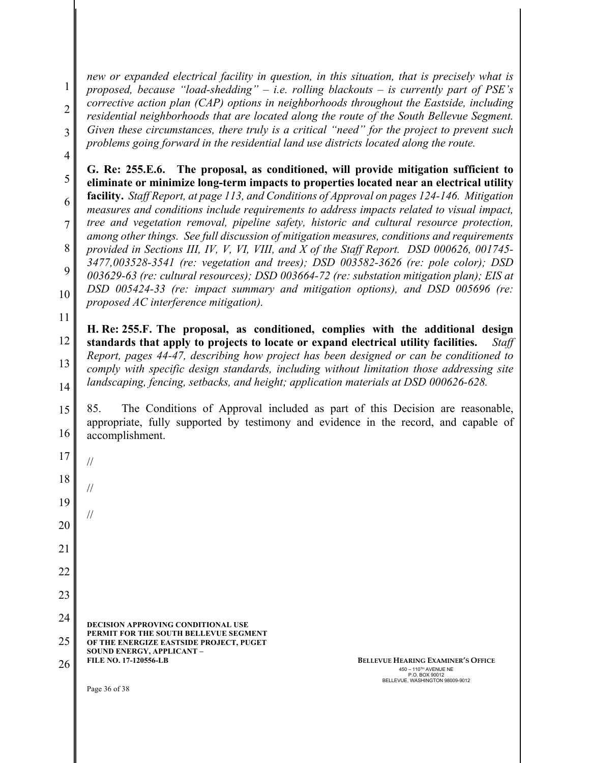*new or expanded electrical facility in question, in this situation, that is precisely what is proposed, because "load-shedding" – i.e. rolling blackouts – is currently part of PSE's corrective action plan (CAP) options in neighborhoods throughout the Eastside, including residential neighborhoods that are located along the route of the South Bellevue Segment. Given these circumstances, there truly is a critical "need" for the project to prevent such problems going forward in the residential land use districts located along the route.*

**G. Re: 255.E.6. The proposal, as conditioned, will provide mitigation sufficient to eliminate or minimize long-term impacts to properties located near an electrical utility facility.** *Staff Report, at page 113, and Conditions of Approval on pages 124-146. Mitigation measures and conditions include requirements to address impacts related to visual impact, tree and vegetation removal, pipeline safety, historic and cultural resource protection, among other things. See full discussion of mitigation measures, conditions and requirements provided in Sections III, IV, V, VI, VIII, and X of the Staff Report. DSD 000626, 001745-3477,003528-3541 (re: vegetation and trees); DSD 003582-3626 (re: pole color); DSD 003629-63 (re: cultural resources); DSD 003664-72 (re: substation mitigation plan); EIS at DSD 005424-33 (re: impact summary and mitigation options), and DSD 005696 (re: proposed AC interference mitigation).*

**H. Re: 255.F. The proposal, as conditioned, complies with the additional design standards that apply to projects to locate or expand electrical utility facilities.** *Staff Report, pages 44-47, describing how project has been designed or can be conditioned to comply with specific design standards, including without limitation those addressing site landscaping, fencing, setbacks, and height; application materials at DSD 000626-628.*

85. The Conditions of Approval included as part of this Decision are reasonable, appropriate, fully supported by testimony and evidence in the record, and capable of accomplishment.

//

//

//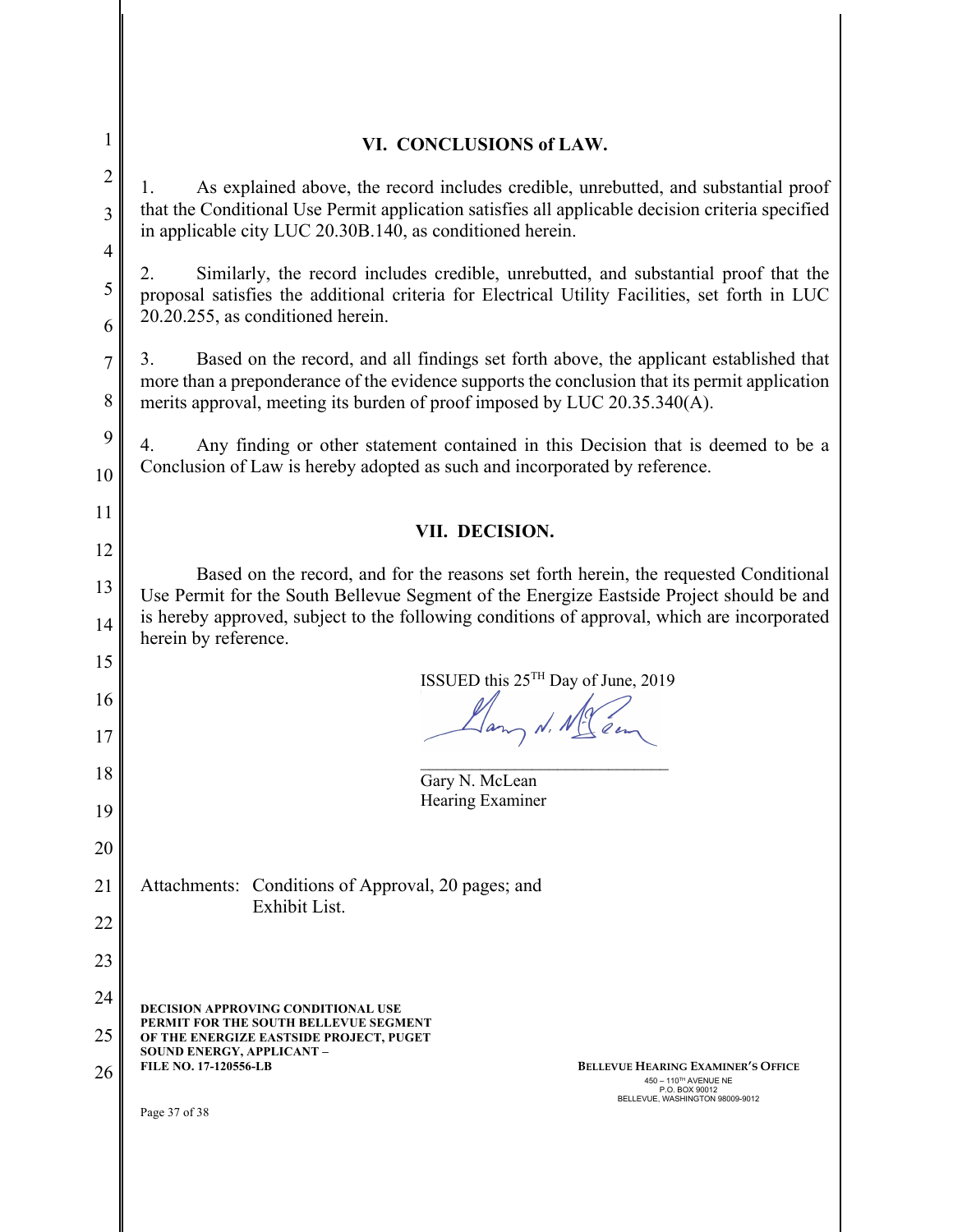## VI. CONCLUSIONS of LAW.

1. As explained above, the record includes credible, unrebutted, and substantial proof that the Conditional Use Permit application satisfies all applicable decision criteria specified in applicable city LUC 20.30B.140, as conditioned herein.

2. Similarly, the record includes credible, unrebutted, and substantial proof that the proposal satisfies the additional criteria for Electrical Utility Facilities, set forth in LUC 20.20.255, as conditioned herein.

3. Based on the record, and all findings set forth above, the applicant established that more than a preponderance of the evidence supports the conclusion that its permit application merits approval, meeting its burden of proof imposed by LUC 20.35.340(A).

4. Any finding or other statement contained in this Decision that is deemed to be a Conclusion of Law is hereby adopted as such and incorporated by reference.

## VII. DECISION.

Based on the record, and for the reasons set forth herein, the requested Conditional Use Permit for the South Bellevue Segment of the Energize Eastside Project should be and is hereby approved, subject to the following conditions of approval, which are incorporated herein by reference.

ISSUED this 25TH Day of June, 2019

Gary N. McLean
Hearing Examiner

Attachments: Conditions of Approval, 20 pages; and Exhibit List.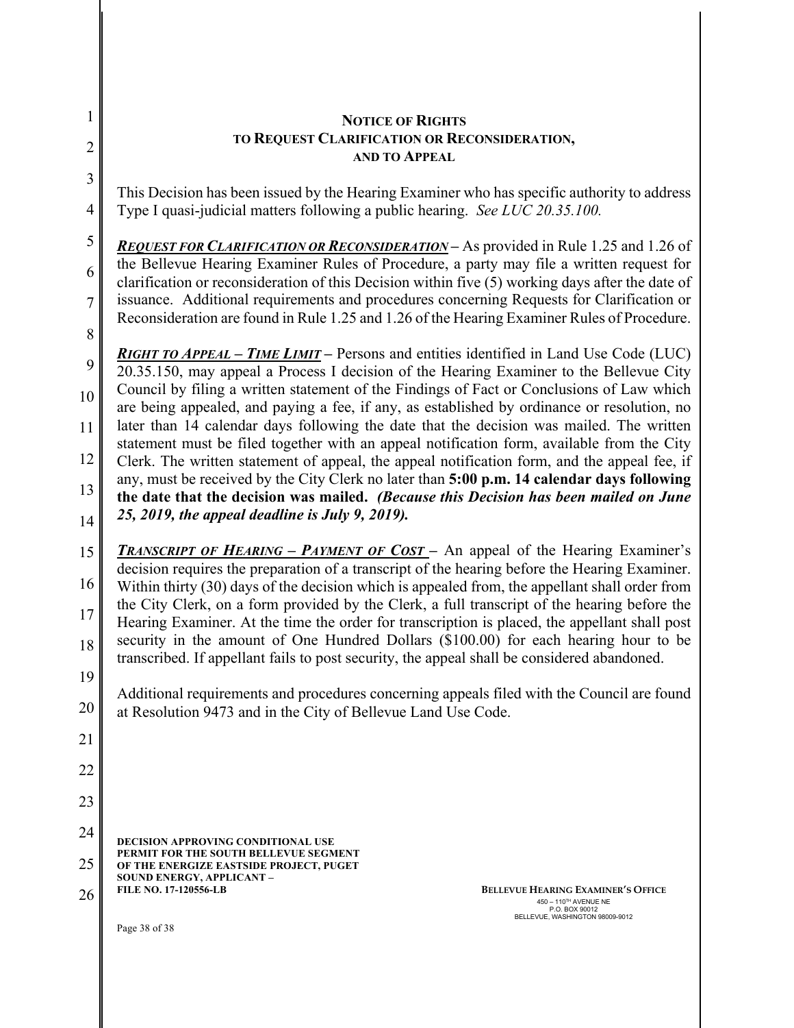## NOTICE OF RIGHTS TO REQUEST CLARIFICATION OR RECONSIDERATION, AND TO APPEAL

This Decision has been issued by the Hearing Examiner who has specific authority to address Type I quasi-judicial matters following a public hearing. *See LUC 20.35.100.*

***REQUEST FOR CLARIFICATION OR RECONSIDERATION*** – As provided in Rule 1.25 and 1.26 of the Bellevue Hearing Examiner Rules of Procedure, a party may file a written request for clarification or reconsideration of this Decision within five (5) working days after the date of issuance. Additional requirements and procedures concerning Requests for Clarification or Reconsideration are found in Rule 1.25 and 1.26 of the Hearing Examiner Rules of Procedure.

***RIGHT TO APPEAL – TIME LIMIT*** – Persons and entities identified in Land Use Code (LUC) 20.35.150, may appeal a Process I decision of the Hearing Examiner to the Bellevue City Council by filing a written statement of the Findings of Fact or Conclusions of Law which are being appealed, and paying a fee, if any, as established by ordinance or resolution, no later than 14 calendar days following the date that the decision was mailed. The written statement must be filed together with an appeal notification form, available from the City Clerk. The written statement of appeal, the appeal notification form, and the appeal fee, if any, must be received by the City Clerk no later than **5:00 p.m. 14 calendar days following the date that the decision was mailed.** ***(Because this Decision has been mailed on June 25, 2019, the appeal deadline is July 9, 2019).***

***TRANSCRIPT OF HEARING – PAYMENT OF COST*** – An appeal of the Hearing Examiner's decision requires the preparation of a transcript of the hearing before the Hearing Examiner. Within thirty (30) days of the decision which is appealed from, the appellant shall order from the City Clerk, on a form provided by the Clerk, a full transcript of the hearing before the Hearing Examiner. At the time the order for transcription is placed, the appellant shall post security in the amount of One Hundred Dollars ($100.00) for each hearing hour to be transcribed. If appellant fails to post security, the appeal shall be considered abandoned.

Additional requirements and procedures concerning appeals filed with the Council are found at Resolution 9473 and in the City of Bellevue Land Use Code.